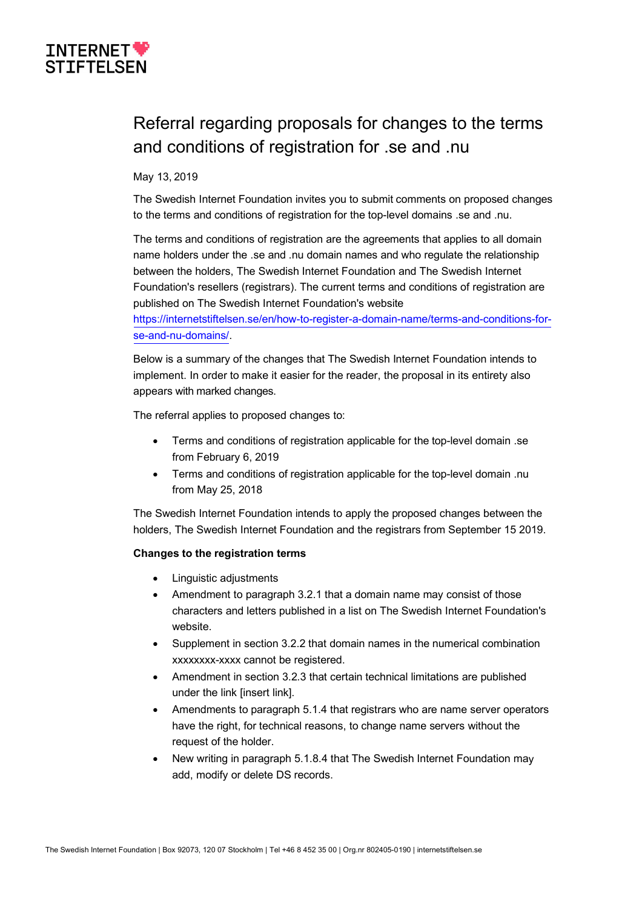INTERNET STIFTELSEN

# Referral regarding proposals for changes to the terms and conditions of registration for .se and .nu

May 13, 2019

The Swedish Internet Foundation invites you to submit comments on proposed changes to the terms and conditions of registration for the top-level domains .se and .nu.

The terms and conditions of registration are the agreements that applies to all domain name holders under the .se and .nu domain names and who regulate the relationship between the holders, The Swedish Internet Foundation and The Swedish Internet Foundation's resellers (registrars). The current terms and conditions of registration are published on The Swedish Internet Foundation's website https://internetstiftelsen.se/en/how-to-register-a-domain-name/terms-and-conditions-for-se-and-nu-domains/.

Below is a summary of the changes that The Swedish Internet Foundation intends to implement. In order to make it easier for the reader, the proposal in its entirety also appears with marked changes.

The referral applies to proposed changes to:

- Terms and conditions of registration applicable for the top-level domain .se from February 6, 2019
- Terms and conditions of registration applicable for the top-level domain .nu from May 25, 2018

The Swedish Internet Foundation intends to apply the proposed changes between the holders, The Swedish Internet Foundation and the registrars from September 15 2019.

**Changes to the registration terms**

- Linguistic adjustments
- Amendment to paragraph 3.2.1 that a domain name may consist of those characters and letters published in a list on The Swedish Internet Foundation's website.
- Supplement in section 3.2.2 that domain names in the numerical combination xxxxxxxx-xxxx cannot be registered.
- Amendment in section 3.2.3 that certain technical limitations are published under the link [insert link].
- Amendments to paragraph 5.1.4 that registrars who are name server operators have the right, for technical reasons, to change name servers without the request of the holder.
- New writing in paragraph 5.1.8.4 that The Swedish Internet Foundation may add, modify or delete DS records.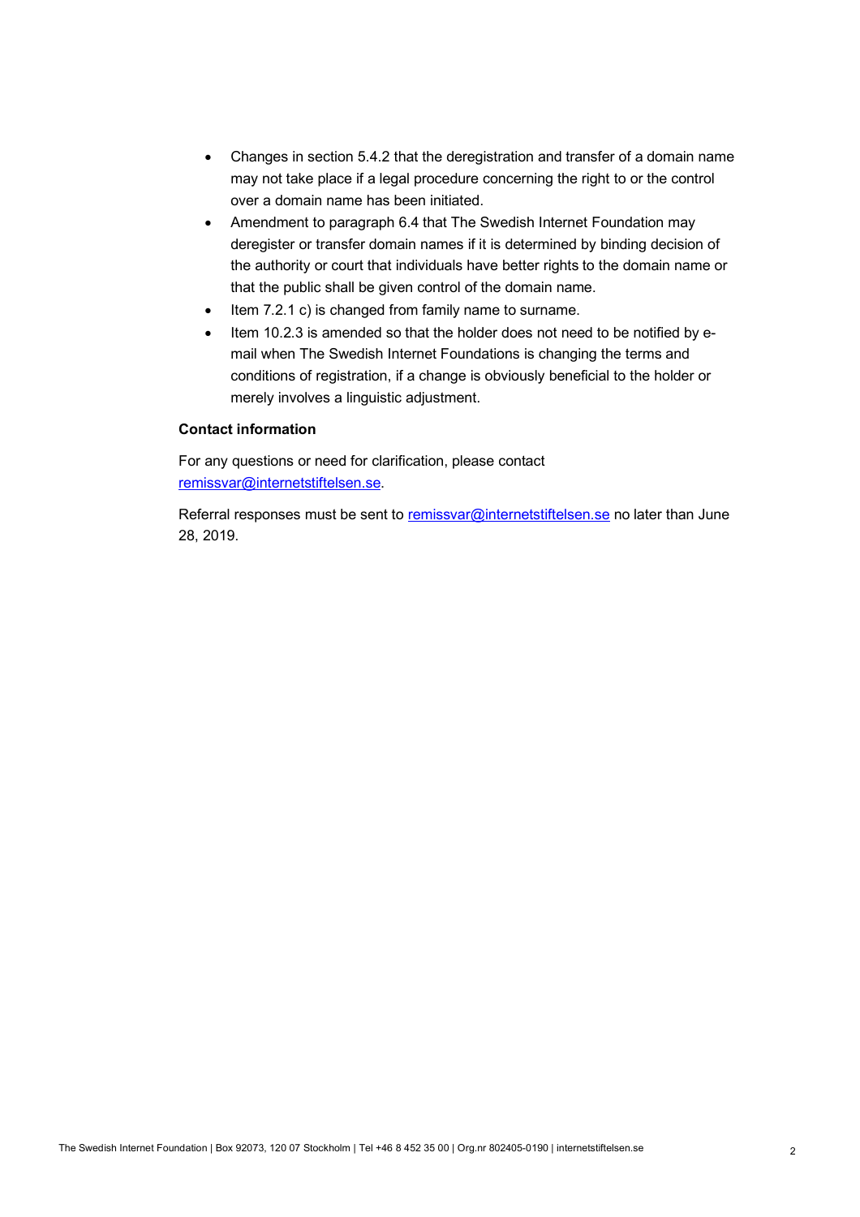- Changes in section 5.4.2 that the deregistration and transfer of a domain name may not take place if a legal procedure concerning the right to or the control over a domain name has been initiated.
- Amendment to paragraph 6.4 that The Swedish Internet Foundation may deregister or transfer domain names if it is determined by binding decision of the authority or court that individuals have better rights to the domain name or that the public shall be given control of the domain name.
- Item 7.2.1 c) is changed from family name to surname.
- Item 10.2.3 is amended so that the holder does not need to be notified by e-mail when The Swedish Internet Foundations is changing the terms and conditions of registration, if a change is obviously beneficial to the holder or merely involves a linguistic adjustment.

**Contact information**

For any questions or need for clarification, please contact remissvar@internetstiftelsen.se.

Referral responses must be sent to remissvar@internetstiftelsen.se no later than June 28, 2019.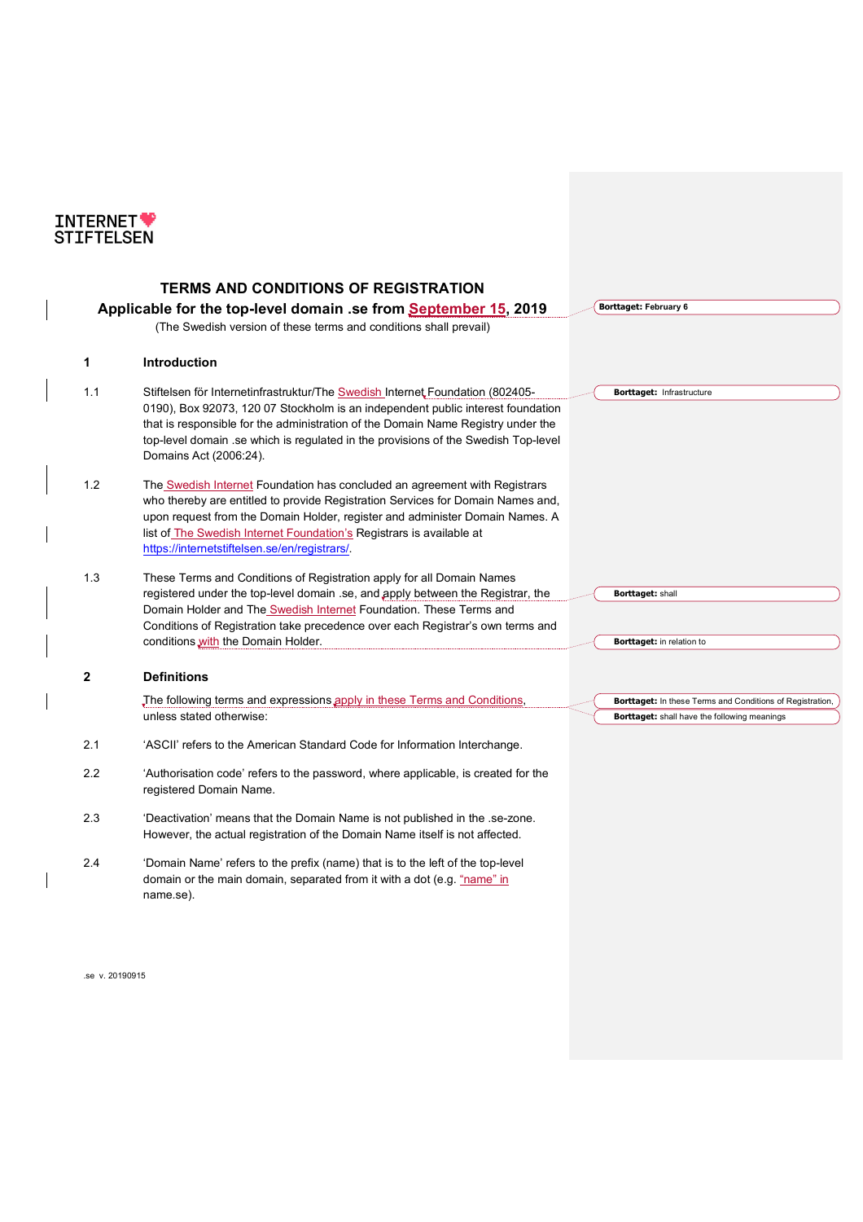INTERNET STIFTELSEN

# TERMS AND CONDITIONS OF REGISTRATION

## Applicable for the top-level domain .se from September 15, 2019

(The Swedish version of these terms and conditions shall prevail)

Borttaget: February 6

## 1 Introduction

1.1 Stiftelsen för Internetinfrastruktur/The Swedish Internet Foundation (802405-0190), Box 92073, 120 07 Stockholm is an independent public interest foundation that is responsible for the administration of the Domain Name Registry under the top-level domain .se which is regulated in the provisions of the Swedish Top-level Domains Act (2006:24).

Borttaget: Infrastructure

1.2 The Swedish Internet Foundation has concluded an agreement with Registrars who thereby are entitled to provide Registration Services for Domain Names and, upon request from the Domain Holder, register and administer Domain Names. A list of The Swedish Internet Foundation's Registrars is available at https://internetstiftelsen.se/en/registrars/.

1.3 These Terms and Conditions of Registration apply for all Domain Names registered under the top-level domain .se, and apply between the Registrar, the Domain Holder and The Swedish Internet Foundation. These Terms and Conditions of Registration take precedence over each Registrar's own terms and conditions with the Domain Holder.

Borttaget: shall

Borttaget: in relation to

## 2 Definitions

The following terms and expressions apply in these Terms and Conditions, unless stated otherwise:

Borttaget: In these Terms and Conditions of Registration,

Borttaget: shall have the following meanings

2.1 'ASCII' refers to the American Standard Code for Information Interchange.

2.2 'Authorisation code' refers to the password, where applicable, is created for the registered Domain Name.

2.3 'Deactivation' means that the Domain Name is not published in the .se-zone. However, the actual registration of the Domain Name itself is not affected.

2.4 'Domain Name' refers to the prefix (name) that is to the left of the top-level domain or the main domain, separated from it with a dot (e.g. "name" in name.se).

.se v. 20190915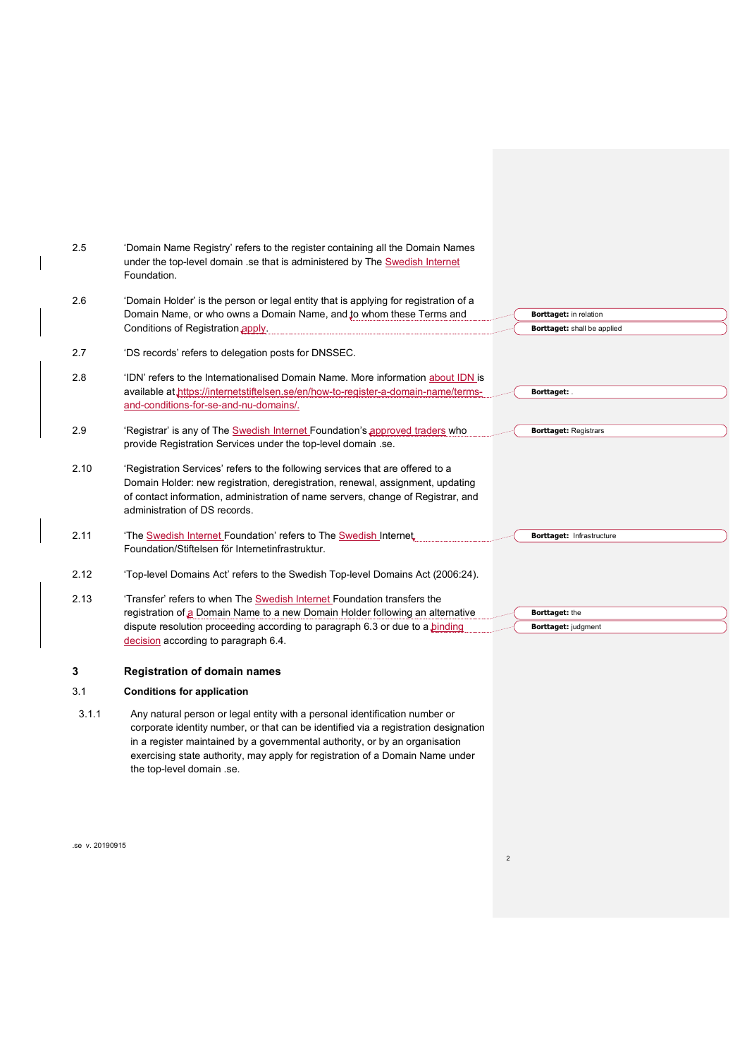2.5 'Domain Name Registry' refers to the register containing all the Domain Names under the top-level domain .se that is administered by The Swedish Internet Foundation.

2.6 'Domain Holder' is the person or legal entity that is applying for registration of a Domain Name, or who owns a Domain Name, and to whom these Terms and Conditions of Registration apply.

2.7 'DS records' refers to delegation posts for DNSSEC.

2.8 'IDN' refers to the Internationalised Domain Name. More information about IDN is available at https://internetstiftelsen.se/en/how-to-register-a-domain-name/terms-and-conditions-for-se-and-nu-domains/.

2.9 'Registrar' is any of The Swedish Internet Foundation's approved traders who provide Registration Services under the top-level domain .se.

2.10 'Registration Services' refers to the following services that are offered to a Domain Holder: new registration, deregistration, renewal, assignment, updating of contact information, administration of name servers, change of Registrar, and administration of DS records.

2.11 'The Swedish Internet Foundation' refers to The Swedish Internet Foundation/Stiftelsen för Internetinfrastruktur.

2.12 'Top-level Domains Act' refers to the Swedish Top-level Domains Act (2006:24).

2.13 'Transfer' refers to when The Swedish Internet Foundation transfers the registration of a Domain Name to a new Domain Holder following an alternative dispute resolution proceeding according to paragraph 6.3 or due to a binding decision according to paragraph 6.4.

## 3 Registration of domain names

### 3.1 Conditions for application

3.1.1 Any natural person or legal entity with a personal identification number or corporate identity number, or that can be identified via a registration designation in a register maintained by a governmental authority, or by an organisation exercising state authority, may apply for registration of a Domain Name under the top-level domain .se.

Borttaget: in relation

Borttaget: shall be applied

Borttaget: .

Borttaget: Registrars

Borttaget: Infrastructure

Borttaget: the

Borttaget: judgment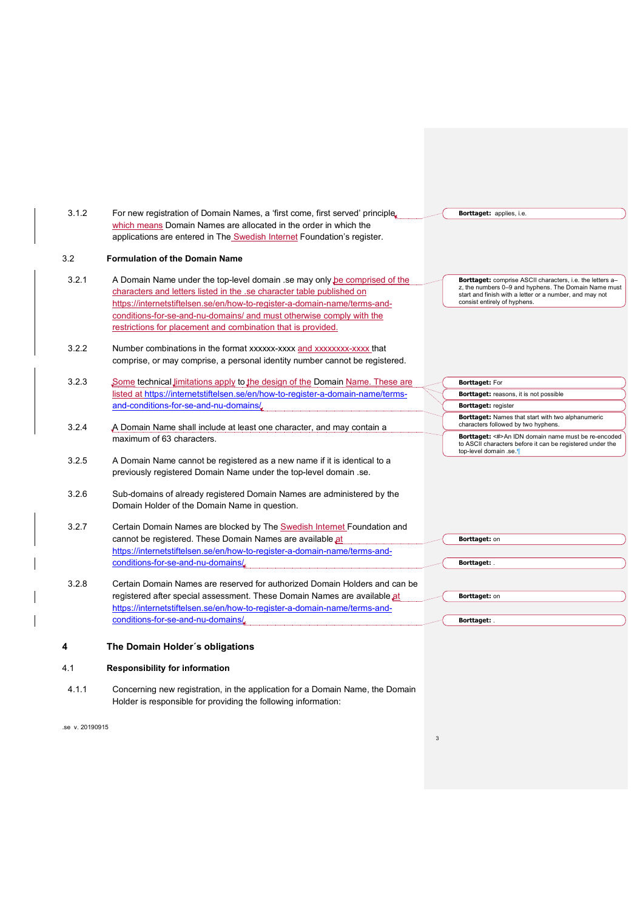3.1.2 For new registration of Domain Names, a 'first come, first served' principle, which means Domain Names are allocated in the order in which the applications are entered in The Swedish Internet Foundation's register.

### 3.2 Formulation of the Domain Name

3.2.1 A Domain Name under the top-level domain .se may only be comprised of the characters and letters listed in the .se character table published on https://internetstiftelsen.se/en/how-to-register-a-domain-name/terms-and-conditions-for-se-and-nu-domains/ and must otherwise comply with the restrictions for placement and combination that is provided.

3.2.2 Number combinations in the format xxxxxx-xxxx and xxxxxxxx-xxxx that comprise, or may comprise, a personal identity number cannot be registered.

3.2.3 Some technical limitations apply to the design of the Domain Name. These are listed at https://internetstiftelsen.se/en/how-to-register-a-domain-name/terms-and-conditions-for-se-and-nu-domains/.

3.2.4 A Domain Name shall include at least one character, and may contain a maximum of 63 characters.

3.2.5 A Domain Name cannot be registered as a new name if it is identical to a previously registered Domain Name under the top-level domain .se.

3.2.6 Sub-domains of already registered Domain Names are administered by the Domain Holder of the Domain Name in question.

3.2.7 Certain Domain Names are blocked by The Swedish Internet Foundation and cannot be registered. These Domain Names are available at https://internetstiftelsen.se/en/how-to-register-a-domain-name/terms-and-conditions-for-se-and-nu-domains/.

3.2.8 Certain Domain Names are reserved for authorized Domain Holders and can be registered after special assessment. These Domain Names are available at https://internetstiftelsen.se/en/how-to-register-a-domain-name/terms-and-conditions-for-se-and-nu-domains/.

## 4 The Domain Holder´s obligations

### 4.1 Responsibility for information

4.1.1 Concerning new registration, in the application for a Domain Name, the Domain Holder is responsible for providing the following information:

Borttaget: applies, i.e.

Borttaget: comprise ASCII characters, i.e. the letters a–z, the numbers 0–9 and hyphens. The Domain Name must start and finish with a letter or a number, and may not consist entirely of hyphens.

Borttaget: For

Borttaget: reasons, it is not possible

Borttaget: register

Borttaget: Names that start with two alphanumeric characters followed by two hyphens.

Borttaget: <#>An IDN domain name must be re-encoded to ASCII characters before it can be registered under the top-level domain .se.¶

Borttaget: on

Borttaget: .

Borttaget: on

Borttaget: .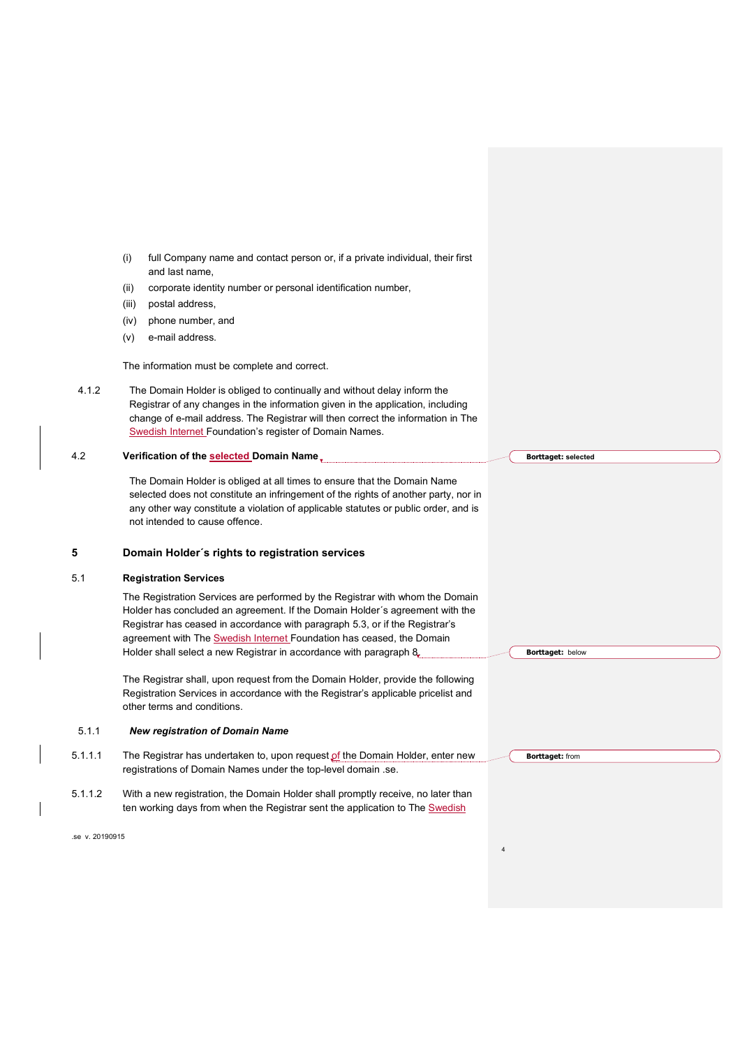(i) full Company name and contact person or, if a private individual, their first and last name,

(ii) corporate identity number or personal identification number,

(iii) postal address,

(iv) phone number, and

(v) e-mail address.

The information must be complete and correct.

4.1.2 The Domain Holder is obliged to continually and without delay inform the Registrar of any changes in the information given in the application, including change of e-mail address. The Registrar will then correct the information in The Swedish Internet Foundation's register of Domain Names.

### 4.2 Verification of the selected Domain Name

Borttaget: selected

The Domain Holder is obliged at all times to ensure that the Domain Name selected does not constitute an infringement of the rights of another party, nor in any other way constitute a violation of applicable statutes or public order, and is not intended to cause offence.

## 5 Domain Holder´s rights to registration services

### 5.1 Registration Services

The Registration Services are performed by the Registrar with whom the Domain Holder has concluded an agreement. If the Domain Holder´s agreement with the Registrar has ceased in accordance with paragraph 5.3, or if the Registrar's agreement with The Swedish Internet Foundation has ceased, the Domain Holder shall select a new Registrar in accordance with paragraph 8.

Borttaget: below

The Registrar shall, upon request from the Domain Holder, provide the following Registration Services in accordance with the Registrar's applicable pricelist and other terms and conditions.

#### 5.1.1 *New registration of Domain Name*

5.1.1.1 The Registrar has undertaken to, upon request of the Domain Holder, enter new registrations of Domain Names under the top-level domain .se.

Borttaget: from

5.1.1.2 With a new registration, the Domain Holder shall promptly receive, no later than ten working days from when the Registrar sent the application to The Swedish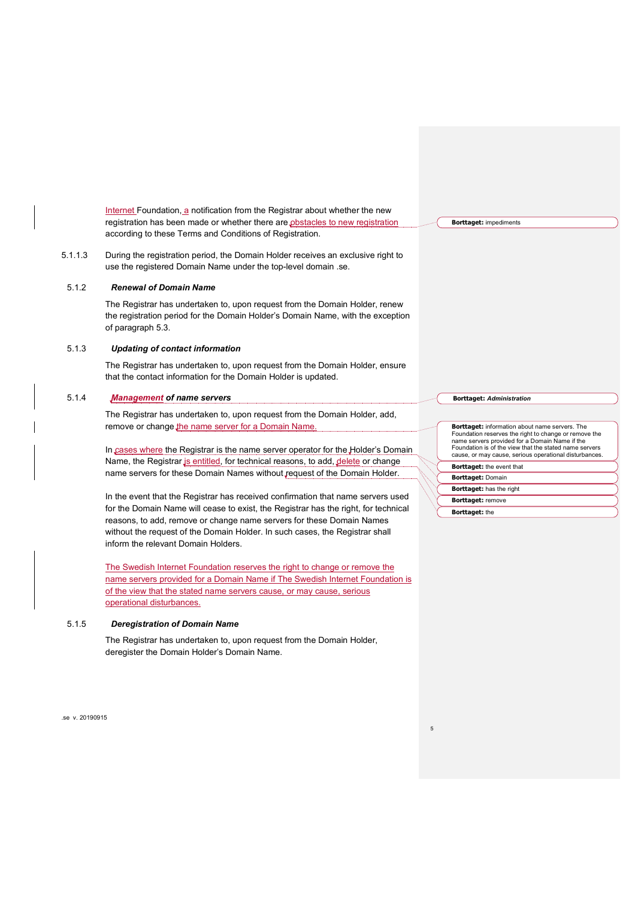Internet Foundation, a notification from the Registrar about whether the new registration has been made or whether there are obstacles to new registration according to these Terms and Conditions of Registration.

5.1.1.3 During the registration period, the Domain Holder receives an exclusive right to use the registered Domain Name under the top-level domain .se.

### 5.1.2 *Renewal of Domain Name*

The Registrar has undertaken to, upon request from the Domain Holder, renew the registration period for the Domain Holder's Domain Name, with the exception of paragraph 5.3.

### 5.1.3 *Updating of contact information*

The Registrar has undertaken to, upon request from the Domain Holder, ensure that the contact information for the Domain Holder is updated.

### 5.1.4 *Management of name servers*

The Registrar has undertaken to, upon request from the Domain Holder, add, remove or change the name server for a Domain Name.

In cases where the Registrar is the name server operator for the Holder's Domain Name, the Registrar is entitled, for technical reasons, to add, delete or change name servers for these Domain Names without request of the Domain Holder.

In the event that the Registrar has received confirmation that name servers used for the Domain Name will cease to exist, the Registrar has the right, for technical reasons, to add, remove or change name servers for these Domain Names without the request of the Domain Holder. In such cases, the Registrar shall inform the relevant Domain Holders.

The Swedish Internet Foundation reserves the right to change or remove the name servers provided for a Domain Name if The Swedish Internet Foundation is of the view that the stated name servers cause, or may cause, serious operational disturbances.

### 5.1.5 *Deregistration of Domain Name*

The Registrar has undertaken to, upon request from the Domain Holder, deregister the Domain Holder's Domain Name.

**Borttaget:** impediments

**Borttaget:** *Administration*

**Borttaget:** information about name servers. The Foundation reserves the right to change or remove the name servers provided for a Domain Name if the Foundation is of the view that the stated name servers cause, or may cause, serious operational disturbances.

**Borttaget:** the event that

**Borttaget:** Domain

**Borttaget:** has the right

**Borttaget:** remove

**Borttaget:** the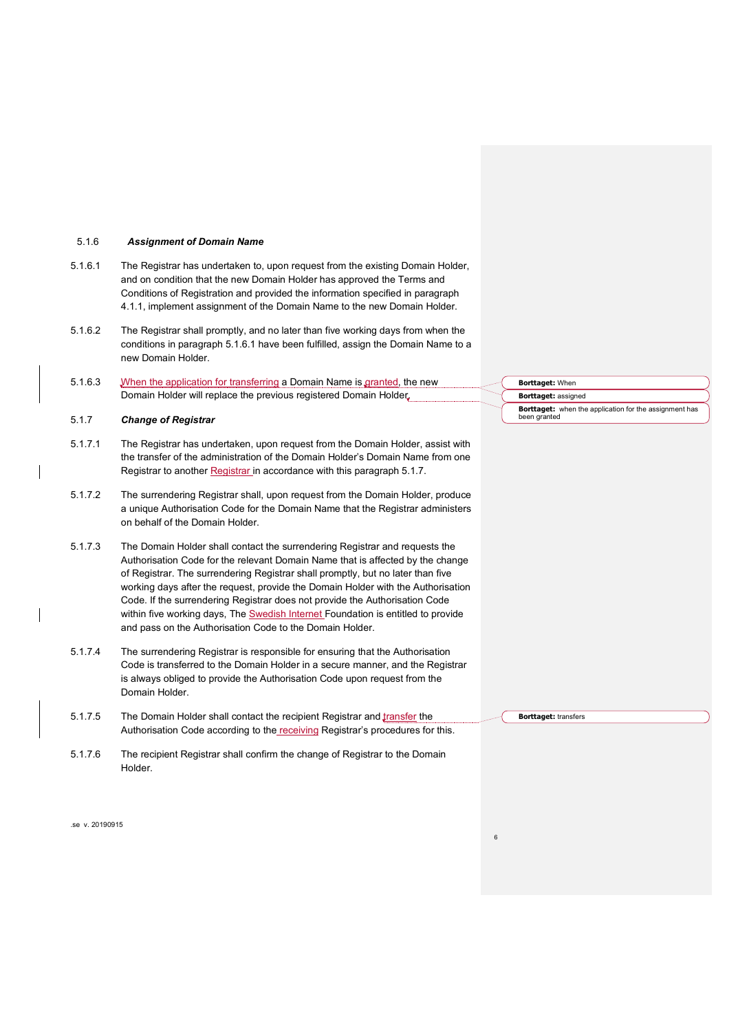5.1.6 ***Assignment of Domain Name***

5.1.6.1 The Registrar has undertaken to, upon request from the existing Domain Holder, and on condition that the new Domain Holder has approved the Terms and Conditions of Registration and provided the information specified in paragraph 4.1.1, implement assignment of the Domain Name to the new Domain Holder.

5.1.6.2 The Registrar shall promptly, and no later than five working days from when the conditions in paragraph 5.1.6.1 have been fulfilled, assign the Domain Name to a new Domain Holder.

5.1.6.3 When the application for transferring a Domain Name is granted, the new Domain Holder will replace the previous registered Domain Holder.

5.1.7 ***Change of Registrar***

5.1.7.1 The Registrar has undertaken, upon request from the Domain Holder, assist with the transfer of the administration of the Domain Holder's Domain Name from one Registrar to another Registrar in accordance with this paragraph 5.1.7.

5.1.7.2 The surrendering Registrar shall, upon request from the Domain Holder, produce a unique Authorisation Code for the Domain Name that the Registrar administers on behalf of the Domain Holder.

5.1.7.3 The Domain Holder shall contact the surrendering Registrar and requests the Authorisation Code for the relevant Domain Name that is affected by the change of Registrar. The surrendering Registrar shall promptly, but no later than five working days after the request, provide the Domain Holder with the Authorisation Code. If the surrendering Registrar does not provide the Authorisation Code within five working days, The Swedish Internet Foundation is entitled to provide and pass on the Authorisation Code to the Domain Holder.

5.1.7.4 The surrendering Registrar is responsible for ensuring that the Authorisation Code is transferred to the Domain Holder in a secure manner, and the Registrar is always obliged to provide the Authorisation Code upon request from the Domain Holder.

5.1.7.5 The Domain Holder shall contact the recipient Registrar and transfer the Authorisation Code according to the receiving Registrar's procedures for this.

5.1.7.6 The recipient Registrar shall confirm the change of Registrar to the Domain Holder.

**Borttaget:** When

**Borttaget:** assigned

**Borttaget:** when the application for the assignment has been granted

**Borttaget:** transfers

.se v. 20190915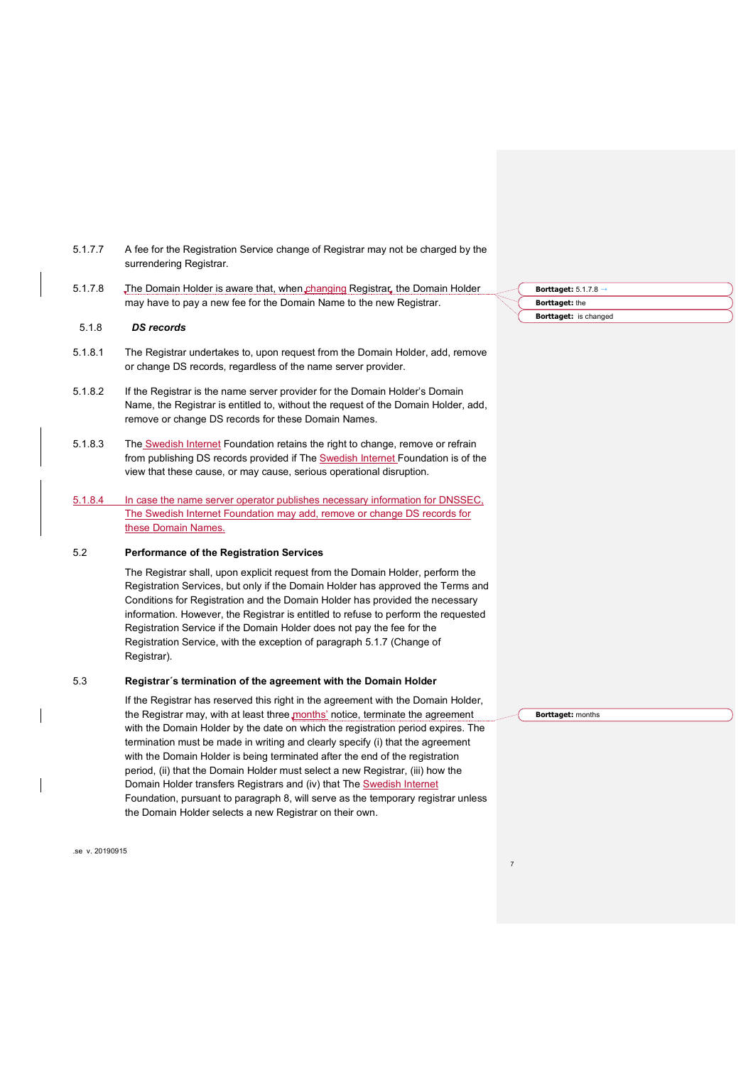5.1.7.7 A fee for the Registration Service change of Registrar may not be charged by the surrendering Registrar.

5.1.7.8 The Domain Holder is aware that, when changing Registrar, the Domain Holder may have to pay a new fee for the Domain Name to the new Registrar.

Borttaget: 5.1.7.8

Borttaget: the

Borttaget: is changed

### 5.1.8 *DS records*

5.1.8.1 The Registrar undertakes to, upon request from the Domain Holder, add, remove or change DS records, regardless of the name server provider.

5.1.8.2 If the Registrar is the name server provider for the Domain Holder's Domain Name, the Registrar is entitled to, without the request of the Domain Holder, add, remove or change DS records for these Domain Names.

5.1.8.3 The Swedish Internet Foundation retains the right to change, remove or refrain from publishing DS records provided if The Swedish Internet Foundation is of the view that these cause, or may cause, serious operational disruption.

5.1.8.4 In case the name server operator publishes necessary information for DNSSEC, The Swedish Internet Foundation may add, remove or change DS records for these Domain Names.

## 5.2 Performance of the Registration Services

The Registrar shall, upon explicit request from the Domain Holder, perform the Registration Services, but only if the Domain Holder has approved the Terms and Conditions for Registration and the Domain Holder has provided the necessary information. However, the Registrar is entitled to refuse to perform the requested Registration Service if the Domain Holder does not pay the fee for the Registration Service, with the exception of paragraph 5.1.7 (Change of Registrar).

## 5.3 Registrar´s termination of the agreement with the Domain Holder

If the Registrar has reserved this right in the agreement with the Domain Holder, the Registrar may, with at least three months' notice, terminate the agreement with the Domain Holder by the date on which the registration period expires. The termination must be made in writing and clearly specify (i) that the agreement with the Domain Holder is being terminated after the end of the registration period, (ii) that the Domain Holder must select a new Registrar, (iii) how the Domain Holder transfers Registrars and (iv) that The Swedish Internet Foundation, pursuant to paragraph 8, will serve as the temporary registrar unless the Domain Holder selects a new Registrar on their own.

Borttaget: months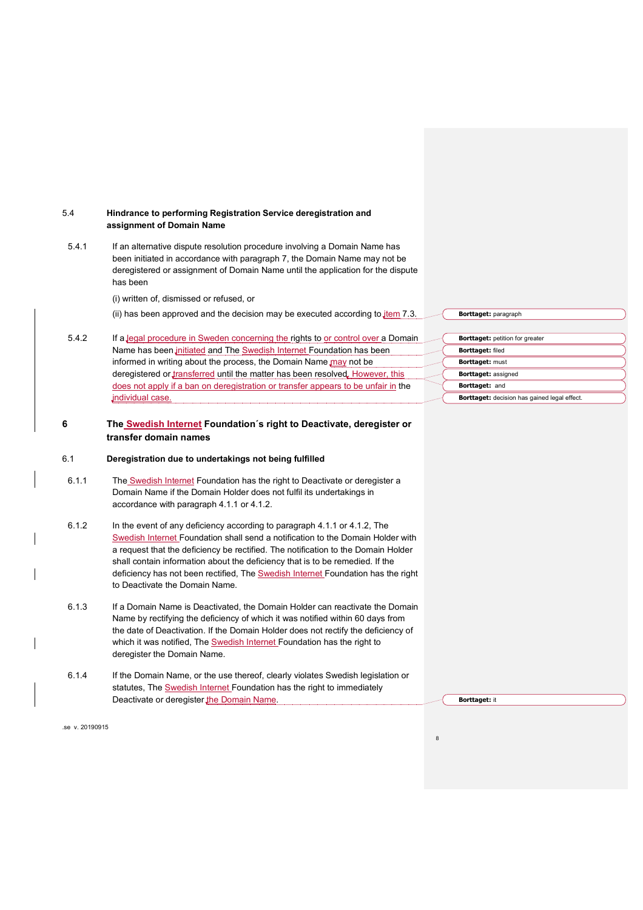## 5.4 Hindrance to performing Registration Service deregistration and assignment of Domain Name

5.4.1 If an alternative dispute resolution procedure involving a Domain Name has been initiated in accordance with paragraph 7, the Domain Name may not be deregistered or assignment of Domain Name until the application for the dispute has been

(i) written of, dismissed or refused, or

(ii) has been approved and the decision may be executed according to item 7.3.

5.4.2 If a legal procedure in Sweden concerning the rights to or control over a Domain Name has been initiated and The Swedish Internet Foundation has been informed in writing about the process, the Domain Name may not be deregistered or transferred until the matter has been resolved. However, this does not apply if a ban on deregistration or transfer appears to be unfair in the individual case.

# 6 The Swedish Internet Foundation´s right to Deactivate, deregister or transfer domain names

## 6.1 Deregistration due to undertakings not being fulfilled

6.1.1 The Swedish Internet Foundation has the right to Deactivate or deregister a Domain Name if the Domain Holder does not fulfil its undertakings in accordance with paragraph 4.1.1 or 4.1.2.

6.1.2 In the event of any deficiency according to paragraph 4.1.1 or 4.1.2, The Swedish Internet Foundation shall send a notification to the Domain Holder with a request that the deficiency be rectified. The notification to the Domain Holder shall contain information about the deficiency that is to be remedied. If the deficiency has not been rectified, The Swedish Internet Foundation has the right to Deactivate the Domain Name.

6.1.3 If a Domain Name is Deactivated, the Domain Holder can reactivate the Domain Name by rectifying the deficiency of which it was notified within 60 days from the date of Deactivation. If the Domain Holder does not rectify the deficiency of which it was notified, The Swedish Internet Foundation has the right to deregister the Domain Name.

6.1.4 If the Domain Name, or the use thereof, clearly violates Swedish legislation or statutes, The Swedish Internet Foundation has the right to immediately Deactivate or deregister the Domain Name.

Borttaget: paragraph

Borttaget: petition for greater

Borttaget: filed

Borttaget: must

Borttaget: assigned

Borttaget: and

Borttaget: decision has gained legal effect.

Borttaget: it

.se v. 20190915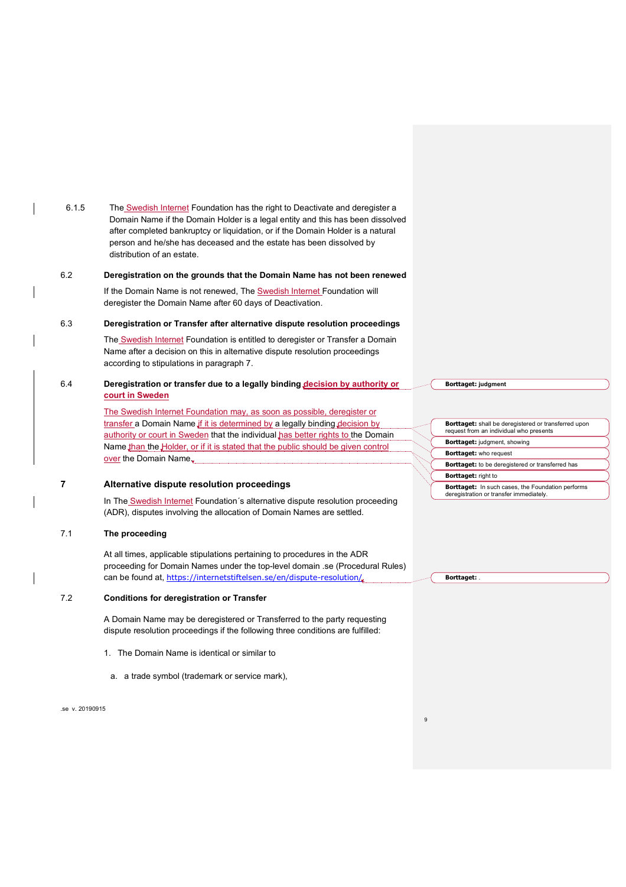6.1.5 The Swedish Internet Foundation has the right to Deactivate and deregister a Domain Name if the Domain Holder is a legal entity and this has been dissolved after completed bankruptcy or liquidation, or if the Domain Holder is a natural person and he/she has deceased and the estate has been dissolved by distribution of an estate.

### 6.2 Deregistration on the grounds that the Domain Name has not been renewed

If the Domain Name is not renewed, The Swedish Internet Foundation will deregister the Domain Name after 60 days of Deactivation.

### 6.3 Deregistration or Transfer after alternative dispute resolution proceedings

The Swedish Internet Foundation is entitled to deregister or Transfer a Domain Name after a decision on this in alternative dispute resolution proceedings according to stipulations in paragraph 7.

### 6.4 Deregistration or transfer due to a legally binding decision by authority or court in Sweden

The Swedish Internet Foundation may, as soon as possible, deregister or transfer a Domain Name if it is determined by a legally binding decision by authority or court in Sweden that the individual has better rights to the Domain Name than the Holder, or if it is stated that the public should be given control over the Domain Name.

## 7 Alternative dispute resolution proceedings

In The Swedish Internet Foundation´s alternative dispute resolution proceeding (ADR), disputes involving the allocation of Domain Names are settled.

### 7.1 The proceeding

At all times, applicable stipulations pertaining to procedures in the ADR proceeding for Domain Names under the top-level domain .se (Procedural Rules) can be found at, https://internetstiftelsen.se/en/dispute-resolution/

### 7.2 Conditions for deregistration or Transfer

A Domain Name may be deregistered or Transferred to the party requesting dispute resolution proceedings if the following three conditions are fulfilled:

1. The Domain Name is identical or similar to

   a. a trade symbol (trademark or service mark),

**Borttaget:** judgment

**Borttaget:** shall be deregistered or transferred upon request from an individual who presents

**Borttaget:** judgment, showing

**Borttaget:** who request

**Borttaget:** to be deregistered or transferred has

**Borttaget:** right to

**Borttaget:** In such cases, the Foundation performs deregistration or transfer immediately.

**Borttaget:** .

.se v. 20190915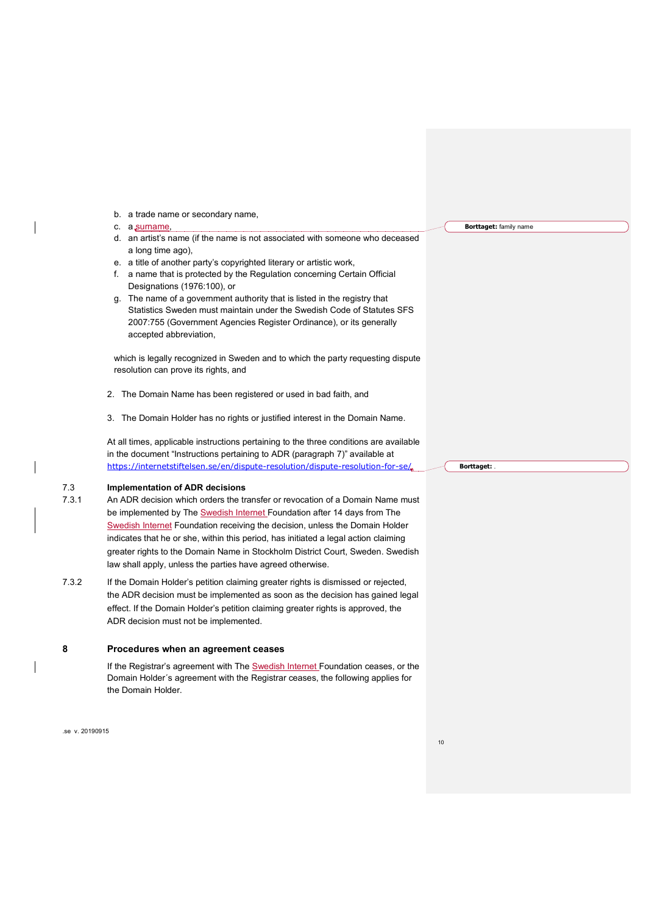b. a trade name or secondary name,
c. a surname,
d. an artist's name (if the name is not associated with someone who deceased a long time ago),
e. a title of another party's copyrighted literary or artistic work,
f. a name that is protected by the Regulation concerning Certain Official Designations (1976:100), or
g. The name of a government authority that is listed in the registry that Statistics Sweden must maintain under the Swedish Code of Statutes SFS 2007:755 (Government Agencies Register Ordinance), or its generally accepted abbreviation,

which is legally recognized in Sweden and to which the party requesting dispute resolution can prove its rights, and

2. The Domain Name has been registered or used in bad faith, and

3. The Domain Holder has no rights or justified interest in the Domain Name.

At all times, applicable instructions pertaining to the three conditions are available in the document "Instructions pertaining to ADR (paragraph 7)" available at https://internetstiftelsen.se/en/dispute-resolution/dispute-resolution-for-se/

Borttaget: family name

Borttaget: .

### 7.3 Implementation of ADR decisions

7.3.1 An ADR decision which orders the transfer or revocation of a Domain Name must be implemented by The Swedish Internet Foundation after 14 days from The Swedish Internet Foundation receiving the decision, unless the Domain Holder indicates that he or she, within this period, has initiated a legal action claiming greater rights to the Domain Name in Stockholm District Court, Sweden. Swedish law shall apply, unless the parties have agreed otherwise.

7.3.2 If the Domain Holder's petition claiming greater rights is dismissed or rejected, the ADR decision must be implemented as soon as the decision has gained legal effect. If the Domain Holder's petition claiming greater rights is approved, the ADR decision must not be implemented.

## 8 Procedures when an agreement ceases

If the Registrar's agreement with The Swedish Internet Foundation ceases, or the Domain Holder´s agreement with the Registrar ceases, the following applies for the Domain Holder.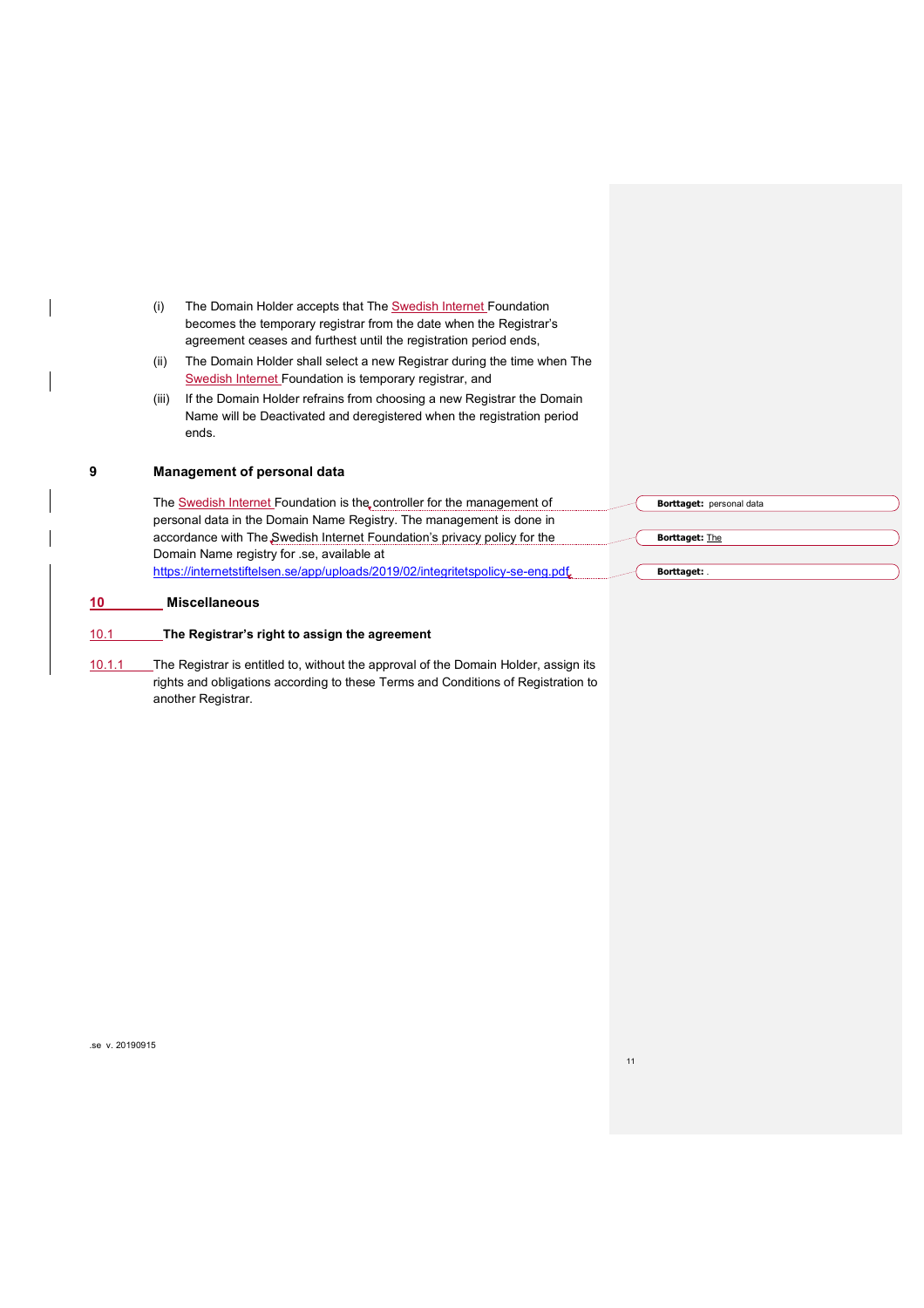(i) The Domain Holder accepts that The Swedish Internet Foundation becomes the temporary registrar from the date when the Registrar's agreement ceases and furthest until the registration period ends,

(ii) The Domain Holder shall select a new Registrar during the time when The Swedish Internet Foundation is temporary registrar, and

(iii) If the Domain Holder refrains from choosing a new Registrar the Domain Name will be Deactivated and deregistered when the registration period ends.

## 9 Management of personal data

The Swedish Internet Foundation is the controller for the management of personal data in the Domain Name Registry. The management is done in accordance with The Swedish Internet Foundation's privacy policy for the Domain Name registry for .se, available at https://internetstiftelsen.se/app/uploads/2019/02/integritetspolicy-se-eng.pdf

## 10 Miscellaneous

### 10.1 The Registrar's right to assign the agreement

10.1.1 The Registrar is entitled to, without the approval of the Domain Holder, assign its rights and obligations according to these Terms and Conditions of Registration to another Registrar.

Borttaget: personal data

Borttaget: The

Borttaget: .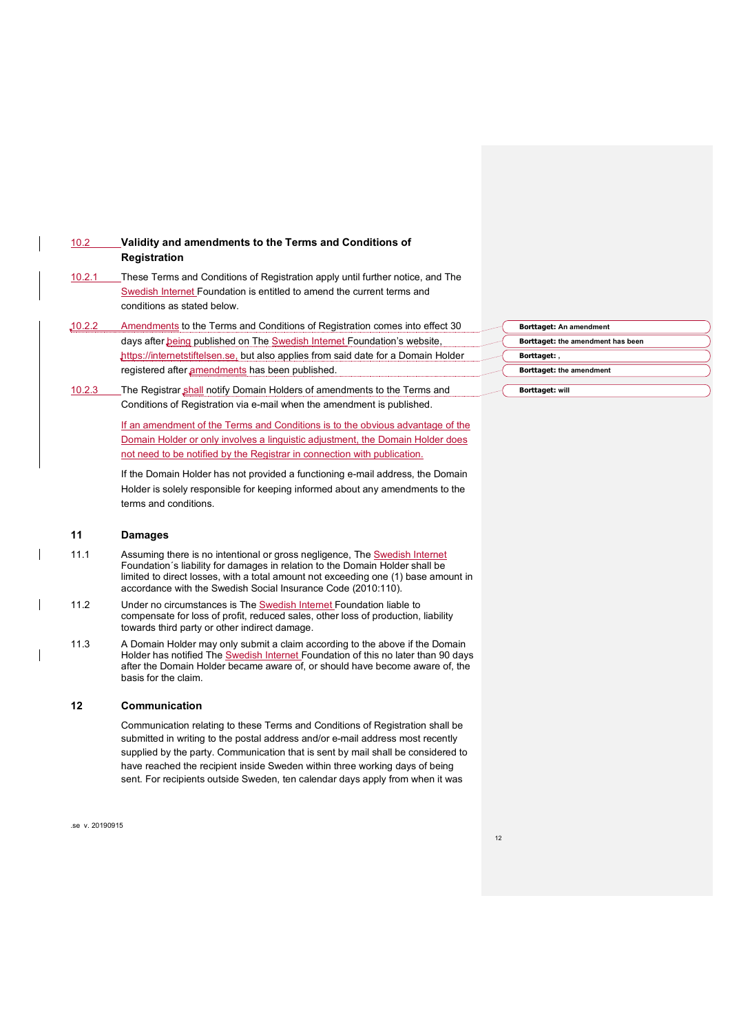## 10.2 Validity and amendments to the Terms and Conditions of Registration

10.2.1 These Terms and Conditions of Registration apply until further notice, and The Swedish Internet Foundation is entitled to amend the current terms and conditions as stated below.

10.2.2 Amendments to the Terms and Conditions of Registration comes into effect 30 days after being published on The Swedish Internet Foundation's website, https://internetstiftelsen.se, but also applies from said date for a Domain Holder registered after amendments has been published.

10.2.3 The Registrar shall notify Domain Holders of amendments to the Terms and Conditions of Registration via e-mail when the amendment is published.

If an amendment of the Terms and Conditions is to the obvious advantage of the Domain Holder or only involves a linguistic adjustment, the Domain Holder does not need to be notified by the Registrar in connection with publication.

If the Domain Holder has not provided a functioning e-mail address, the Domain Holder is solely responsible for keeping informed about any amendments to the terms and conditions.

Borttaget: An amendment

Borttaget: the amendment has been

Borttaget: ,

Borttaget: the amendment

Borttaget: will

## 11 Damages

11.1 Assuming there is no intentional or gross negligence, The Swedish Internet Foundation´s liability for damages in relation to the Domain Holder shall be limited to direct losses, with a total amount not exceeding one (1) base amount in accordance with the Swedish Social Insurance Code (2010:110).

11.2 Under no circumstances is The Swedish Internet Foundation liable to compensate for loss of profit, reduced sales, other loss of production, liability towards third party or other indirect damage.

11.3 A Domain Holder may only submit a claim according to the above if the Domain Holder has notified The Swedish Internet Foundation of this no later than 90 days after the Domain Holder became aware of, or should have become aware of, the basis for the claim.

## 12 Communication

Communication relating to these Terms and Conditions of Registration shall be submitted in writing to the postal address and/or e-mail address most recently supplied by the party. Communication that is sent by mail shall be considered to have reached the recipient inside Sweden within three working days of being sent. For recipients outside Sweden, ten calendar days apply from when it was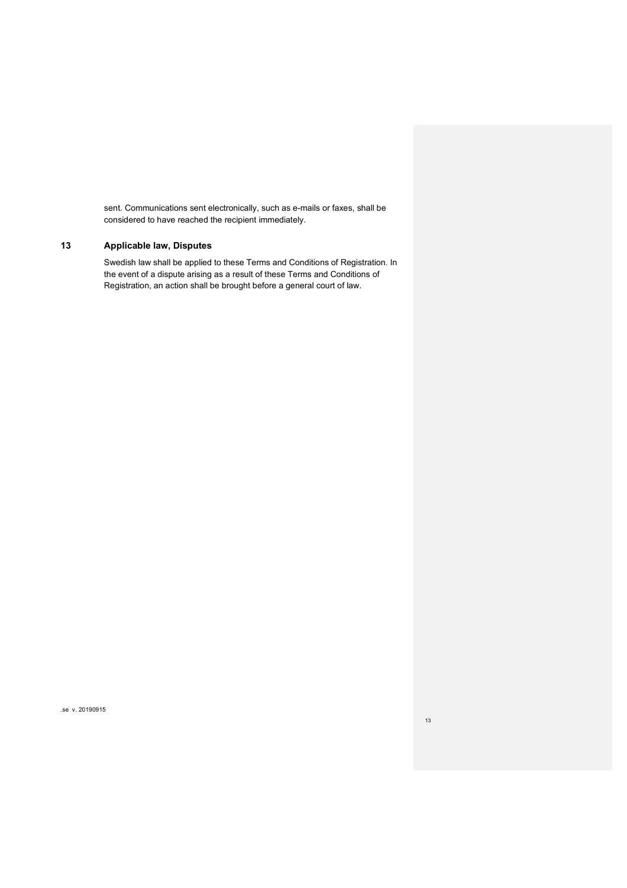sent. Communications sent electronically, such as e-mails or faxes, shall be considered to have reached the recipient immediately.

## 13 Applicable law, Disputes

Swedish law shall be applied to these Terms and Conditions of Registration. In the event of a dispute arising as a result of these Terms and Conditions of Registration, an action shall be brought before a general court of law.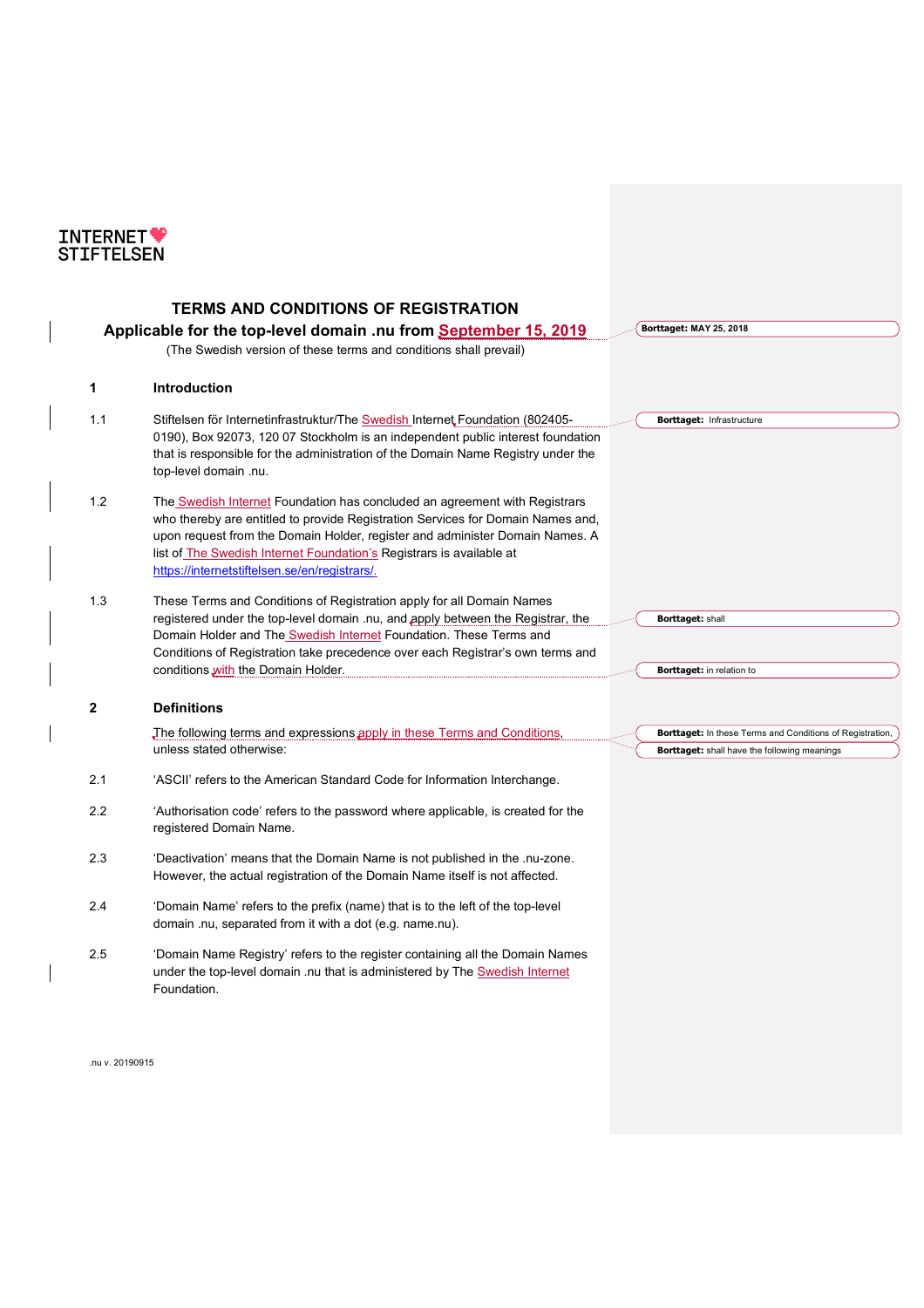INTERNET
STIFTELSEN

# TERMS AND CONDITIONS OF REGISTRATION

## Applicable for the top-level domain .nu from September 15, 2019

(The Swedish version of these terms and conditions shall prevail)

## 1 Introduction

1.1 Stiftelsen för Internetinfrastruktur/The Swedish Internet Foundation (802405-0190), Box 92073, 120 07 Stockholm is an independent public interest foundation that is responsible for the administration of the Domain Name Registry under the top-level domain .nu.

1.2 The Swedish Internet Foundation has concluded an agreement with Registrars who thereby are entitled to provide Registration Services for Domain Names and, upon request from the Domain Holder, register and administer Domain Names. A list of The Swedish Internet Foundation's Registrars is available at https://internetstiftelsen.se/en/registrars/.

1.3 These Terms and Conditions of Registration apply for all Domain Names registered under the top-level domain .nu, and apply between the Registrar, the Domain Holder and The Swedish Internet Foundation. These Terms and Conditions of Registration take precedence over each Registrar's own terms and conditions with the Domain Holder.

## 2 Definitions

The following terms and expressions apply in these Terms and Conditions, unless stated otherwise:

2.1 'ASCII' refers to the American Standard Code for Information Interchange.

2.2 'Authorisation code' refers to the password where applicable, is created for the registered Domain Name.

2.3 'Deactivation' means that the Domain Name is not published in the .nu-zone. However, the actual registration of the Domain Name itself is not affected.

2.4 'Domain Name' refers to the prefix (name) that is to the left of the top-level domain .nu, separated from it with a dot (e.g. name.nu).

2.5 'Domain Name Registry' refers to the register containing all the Domain Names under the top-level domain .nu that is administered by The Swedish Internet Foundation.

**Borttaget:** MAY 25, 2018

**Borttaget:** Infrastructure

**Borttaget:** shall

**Borttaget:** in relation to

**Borttaget:** In these Terms and Conditions of Registration,

**Borttaget:** shall have the following meanings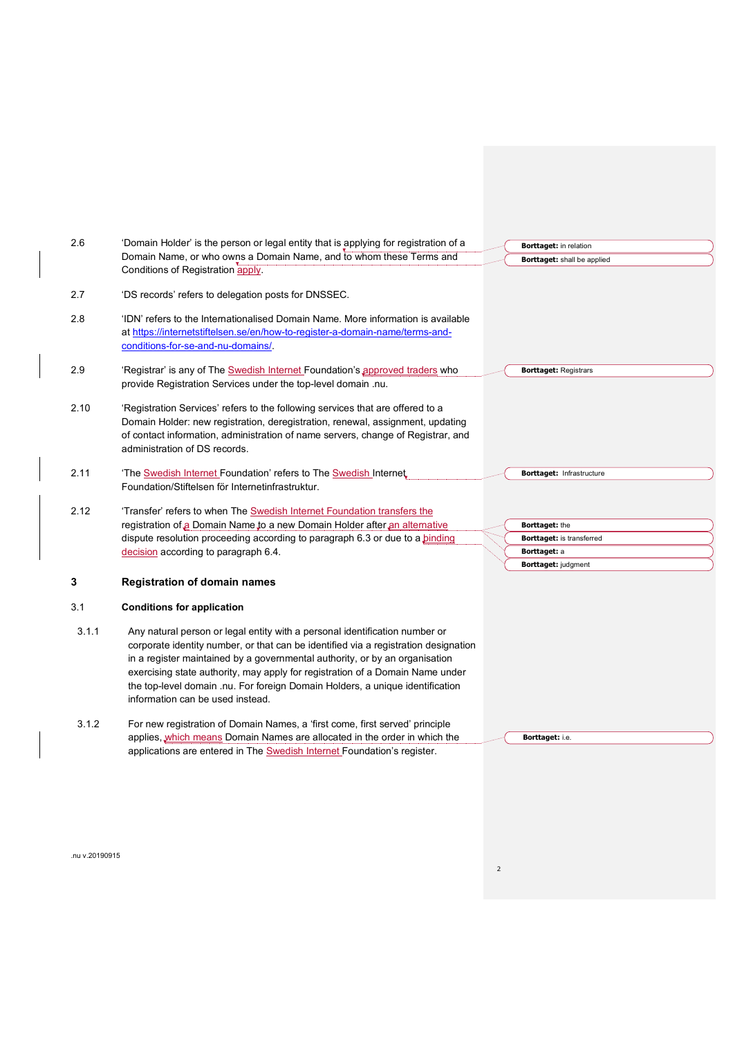2.6 ‘Domain Holder’ is the person or legal entity that is applying for registration of a Domain Name, or who owns a Domain Name, and to whom these Terms and Conditions of Registration apply.

2.7 ‘DS records’ refers to delegation posts for DNSSEC.

2.8 ‘IDN’ refers to the Internationalised Domain Name. More information is available at https://internetstiftelsen.se/en/how-to-register-a-domain-name/terms-and-conditions-for-se-and-nu-domains/.

2.9 ‘Registrar’ is any of The Swedish Internet Foundation’s approved traders who provide Registration Services under the top-level domain .nu.

2.10 ‘Registration Services’ refers to the following services that are offered to a Domain Holder: new registration, deregistration, renewal, assignment, updating of contact information, administration of name servers, change of Registrar, and administration of DS records.

2.11 ‘The Swedish Internet Foundation’ refers to The Swedish Internet Foundation/Stiftelsen för Internetinfrastruktur.

2.12 ‘Transfer’ refers to when The Swedish Internet Foundation transfers the registration of a Domain Name to a new Domain Holder after an alternative dispute resolution proceeding according to paragraph 6.3 or due to a binding decision according to paragraph 6.4.

## 3 Registration of domain names

### 3.1 Conditions for application

3.1.1 Any natural person or legal entity with a personal identification number or corporate identity number, or that can be identified via a registration designation in a register maintained by a governmental authority, or by an organisation exercising state authority, may apply for registration of a Domain Name under the top-level domain .nu. For foreign Domain Holders, a unique identification information can be used instead.

3.1.2 For new registration of Domain Names, a ‘first come, first served’ principle applies, which means Domain Names are allocated in the order in which the applications are entered in The Swedish Internet Foundation’s register.

Borttaget: in relation

Borttaget: shall be applied

Borttaget: Registrars

Borttaget: Infrastructure

Borttaget: the

Borttaget: is transferred

Borttaget: a

Borttaget: judgment

Borttaget: i.e.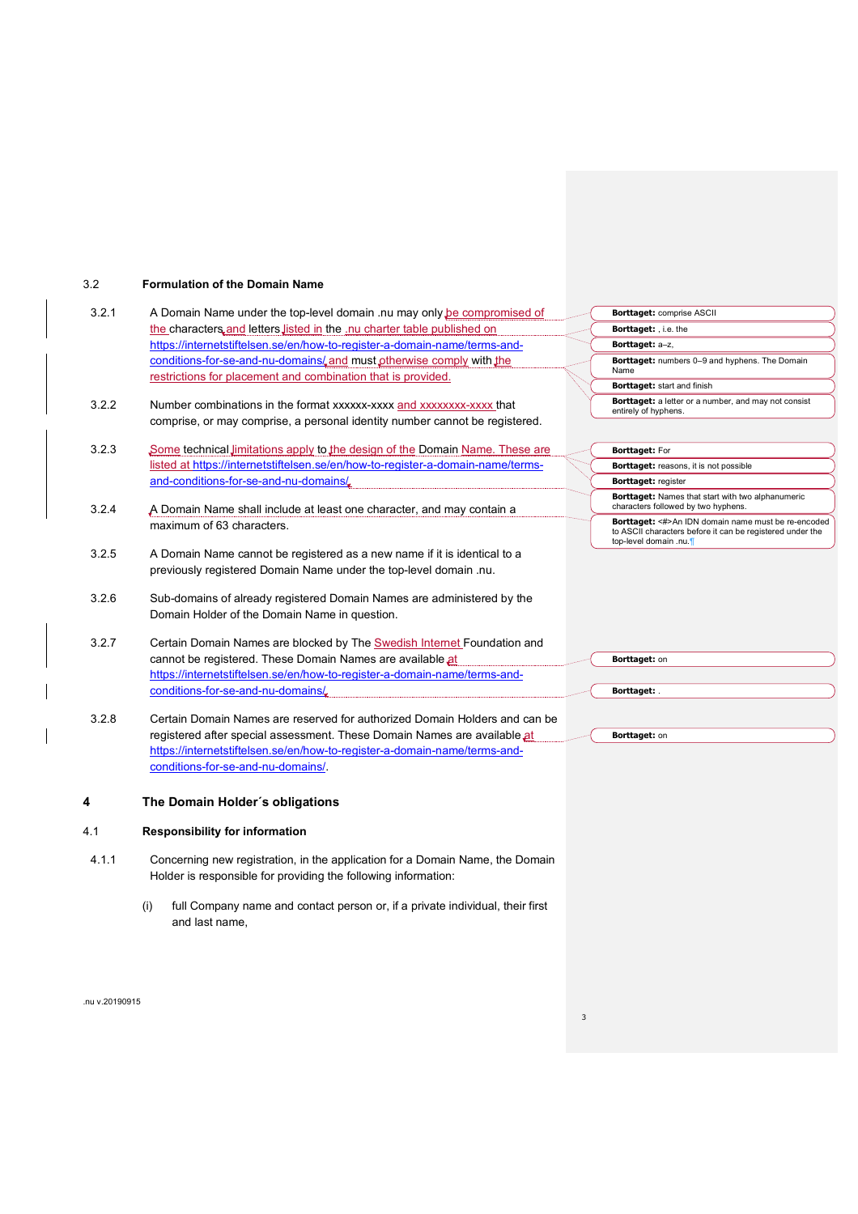## 3.2 Formulation of the Domain Name

3.2.1 A Domain Name under the top-level domain .nu may only be compromised of the characters and letters listed in the .nu charter table published on https://internetstiftelsen.se/en/how-to-register-a-domain-name/terms-and-conditions-for-se-and-nu-domains/ and must otherwise comply with the restrictions for placement and combination that is provided.

3.2.2 Number combinations in the format xxxxxx-xxxx and xxxxxxxx-xxxx that comprise, or may comprise, a personal identity number cannot be registered.

3.2.3 Some technical limitations apply to the design of the Domain Name. These are listed at https://internetstiftelsen.se/en/how-to-register-a-domain-name/terms-and-conditions-for-se-and-nu-domains/.

3.2.4 A Domain Name shall include at least one character, and may contain a maximum of 63 characters.

3.2.5 A Domain Name cannot be registered as a new name if it is identical to a previously registered Domain Name under the top-level domain .nu.

3.2.6 Sub-domains of already registered Domain Names are administered by the Domain Holder of the Domain Name in question.

3.2.7 Certain Domain Names are blocked by The Swedish Internet Foundation and cannot be registered. These Domain Names are available at https://internetstiftelsen.se/en/how-to-register-a-domain-name/terms-and-conditions-for-se-and-nu-domains/.

3.2.8 Certain Domain Names are reserved for authorized Domain Holders and can be registered after special assessment. These Domain Names are available at https://internetstiftelsen.se/en/how-to-register-a-domain-name/terms-and-conditions-for-se-and-nu-domains/.

Borttaget: comprise ASCII

Borttaget: , i.e. the

Borttaget: a–z,

Borttaget: numbers 0–9 and hyphens. The Domain Name

Borttaget: start and finish

Borttaget: a letter or a number, and may not consist entirely of hyphens.

Borttaget: For

Borttaget: reasons, it is not possible

Borttaget: register

Borttaget: Names that start with two alphanumeric characters followed by two hyphens.

Borttaget: <#>An IDN domain name must be re-encoded to ASCII characters before it can be registered under the top-level domain .nu.¶

Borttaget: on

Borttaget: .

Borttaget: on

# 4 The Domain Holder´s obligations

## 4.1 Responsibility for information

4.1.1 Concerning new registration, in the application for a Domain Name, the Domain Holder is responsible for providing the following information:

(i) full Company name and contact person or, if a private individual, their first and last name,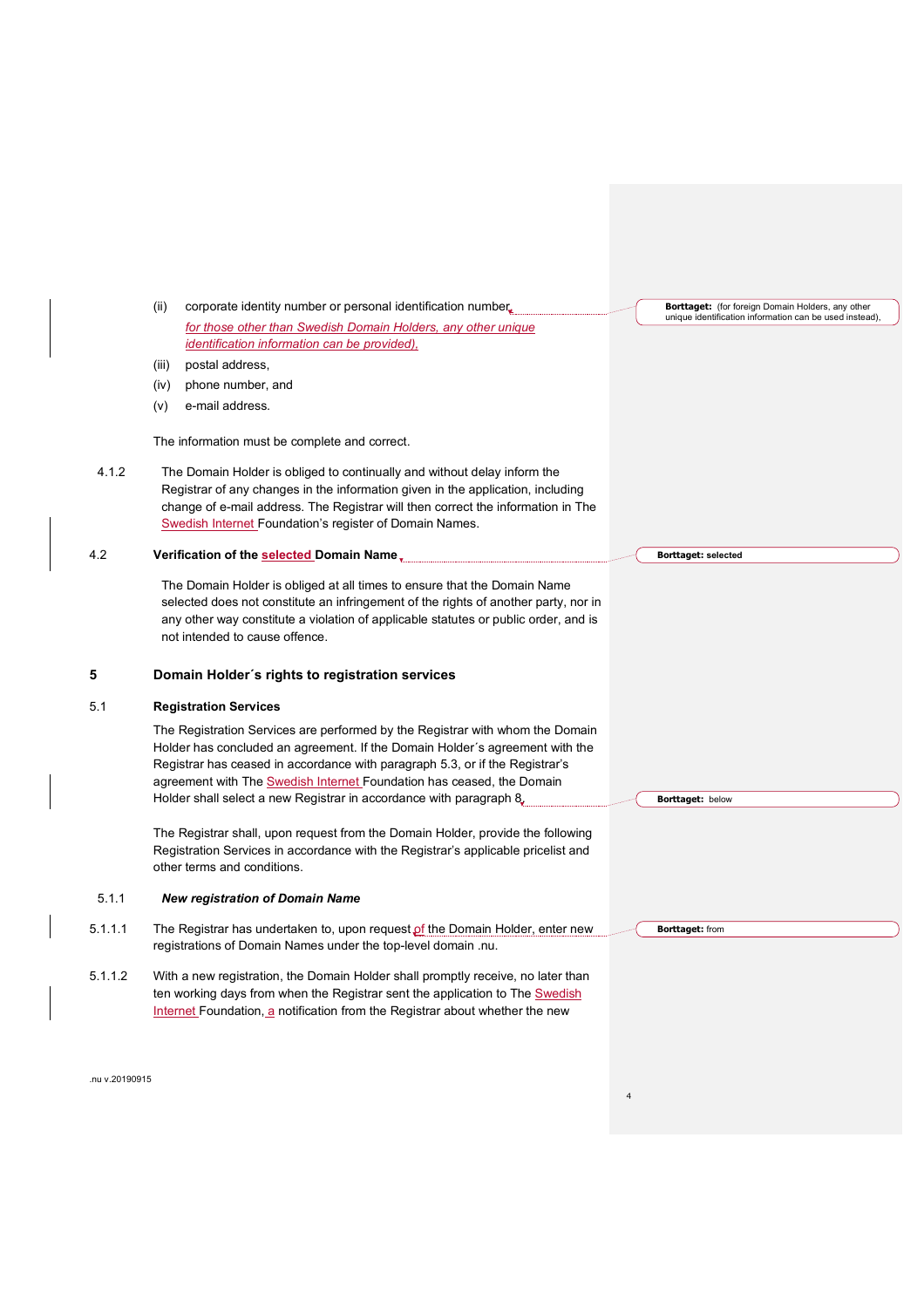(ii) corporate identity number or personal identification number, *for those other than Swedish Domain Holders, any other unique identification information can be provided),*

(iii) postal address,

(iv) phone number, and

(v) e-mail address.

The information must be complete and correct.

4.1.2 The Domain Holder is obliged to continually and without delay inform the Registrar of any changes in the information given in the application, including change of e-mail address. The Registrar will then correct the information in The Swedish Internet Foundation's register of Domain Names.

**Borttaget:** (for foreign Domain Holders, any other unique identification information can be used instead),

## 4.2 Verification of the selected Domain Name

**Borttaget: selected**

The Domain Holder is obliged at all times to ensure that the Domain Name selected does not constitute an infringement of the rights of another party, nor in any other way constitute a violation of applicable statutes or public order, and is not intended to cause offence.

# 5 Domain Holder´s rights to registration services

## 5.1 Registration Services

The Registration Services are performed by the Registrar with whom the Domain Holder has concluded an agreement. If the Domain Holder´s agreement with the Registrar has ceased in accordance with paragraph 5.3, or if the Registrar's agreement with The Swedish Internet Foundation has ceased, the Domain Holder shall select a new Registrar in accordance with paragraph 8.

**Borttaget:** below

The Registrar shall, upon request from the Domain Holder, provide the following Registration Services in accordance with the Registrar's applicable pricelist and other terms and conditions.

### 5.1.1 *New registration of Domain Name*

5.1.1.1 The Registrar has undertaken to, upon request of the Domain Holder, enter new registrations of Domain Names under the top-level domain .nu.

**Borttaget:** from

5.1.1.2 With a new registration, the Domain Holder shall promptly receive, no later than ten working days from when the Registrar sent the application to The Swedish Internet Foundation, a notification from the Registrar about whether the new

.nu v.20190915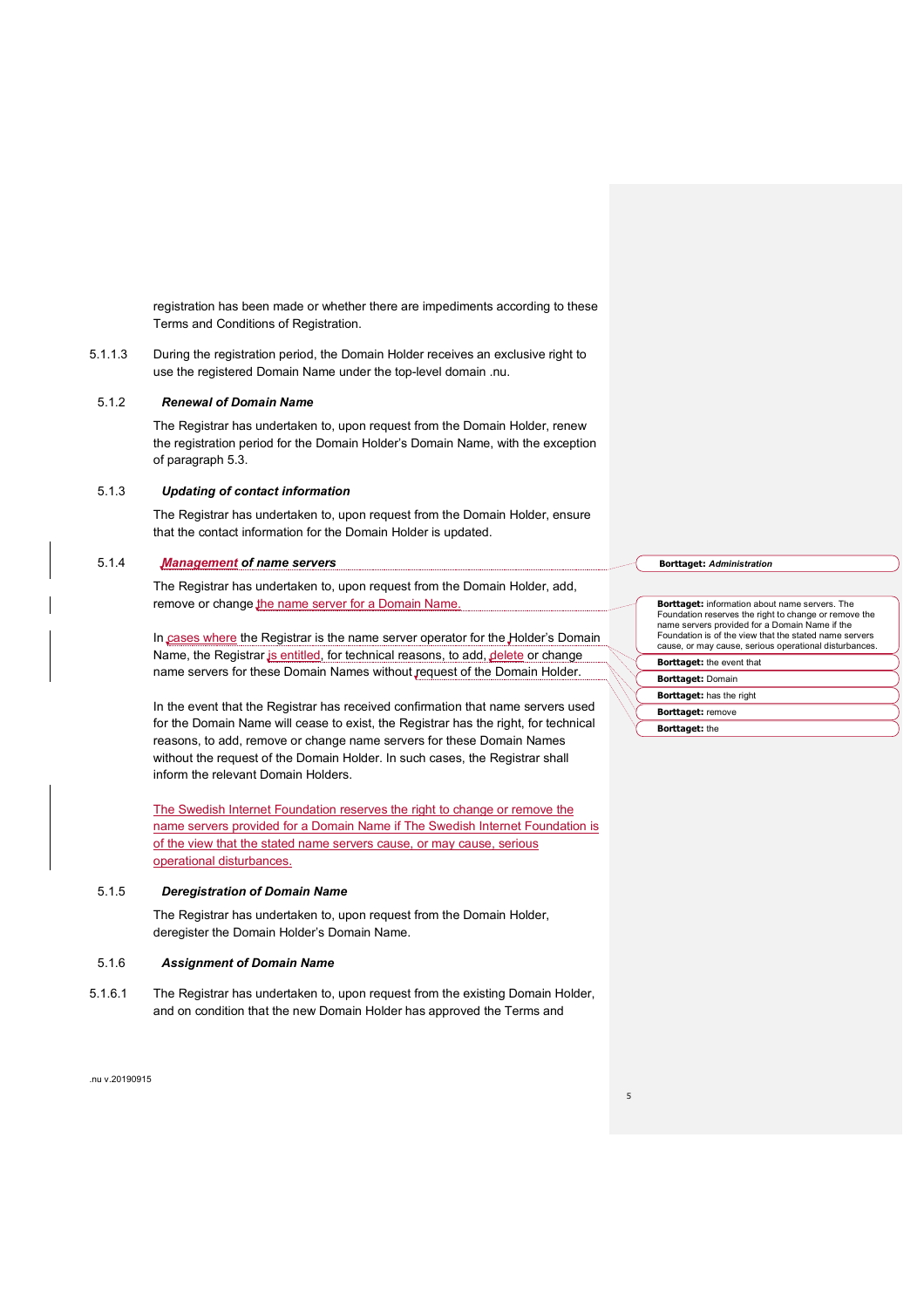registration has been made or whether there are impediments according to these Terms and Conditions of Registration.

5.1.1.3 During the registration period, the Domain Holder receives an exclusive right to use the registered Domain Name under the top-level domain .nu.

### 5.1.2 *Renewal of Domain Name*

The Registrar has undertaken to, upon request from the Domain Holder, renew the registration period for the Domain Holder's Domain Name, with the exception of paragraph 5.3.

### 5.1.3 *Updating of contact information*

The Registrar has undertaken to, upon request from the Domain Holder, ensure that the contact information for the Domain Holder is updated.

### 5.1.4 *Management of name servers*

The Registrar has undertaken to, upon request from the Domain Holder, add, remove or change the name server for a Domain Name.

In cases where the Registrar is the name server operator for the Holder's Domain Name, the Registrar is entitled, for technical reasons, to add, delete or change name servers for these Domain Names without request of the Domain Holder.

In the event that the Registrar has received confirmation that name servers used for the Domain Name will cease to exist, the Registrar has the right, for technical reasons, to add, remove or change name servers for these Domain Names without the request of the Domain Holder. In such cases, the Registrar shall inform the relevant Domain Holders.

The Swedish Internet Foundation reserves the right to change or remove the name servers provided for a Domain Name if The Swedish Internet Foundation is of the view that the stated name servers cause, or may cause, serious operational disturbances.

### 5.1.5 *Deregistration of Domain Name*

The Registrar has undertaken to, upon request from the Domain Holder, deregister the Domain Holder's Domain Name.

### 5.1.6 *Assignment of Domain Name*

5.1.6.1 The Registrar has undertaken to, upon request from the existing Domain Holder, and on condition that the new Domain Holder has approved the Terms and

**Borttaget:** *Administration*

**Borttaget:** information about name servers. The Foundation reserves the right to change or remove the name servers provided for a Domain Name if the Foundation is of the view that the stated name servers cause, or may cause, serious operational disturbances.

**Borttaget:** the event that

**Borttaget:** Domain

**Borttaget:** has the right

**Borttaget:** remove

**Borttaget:** the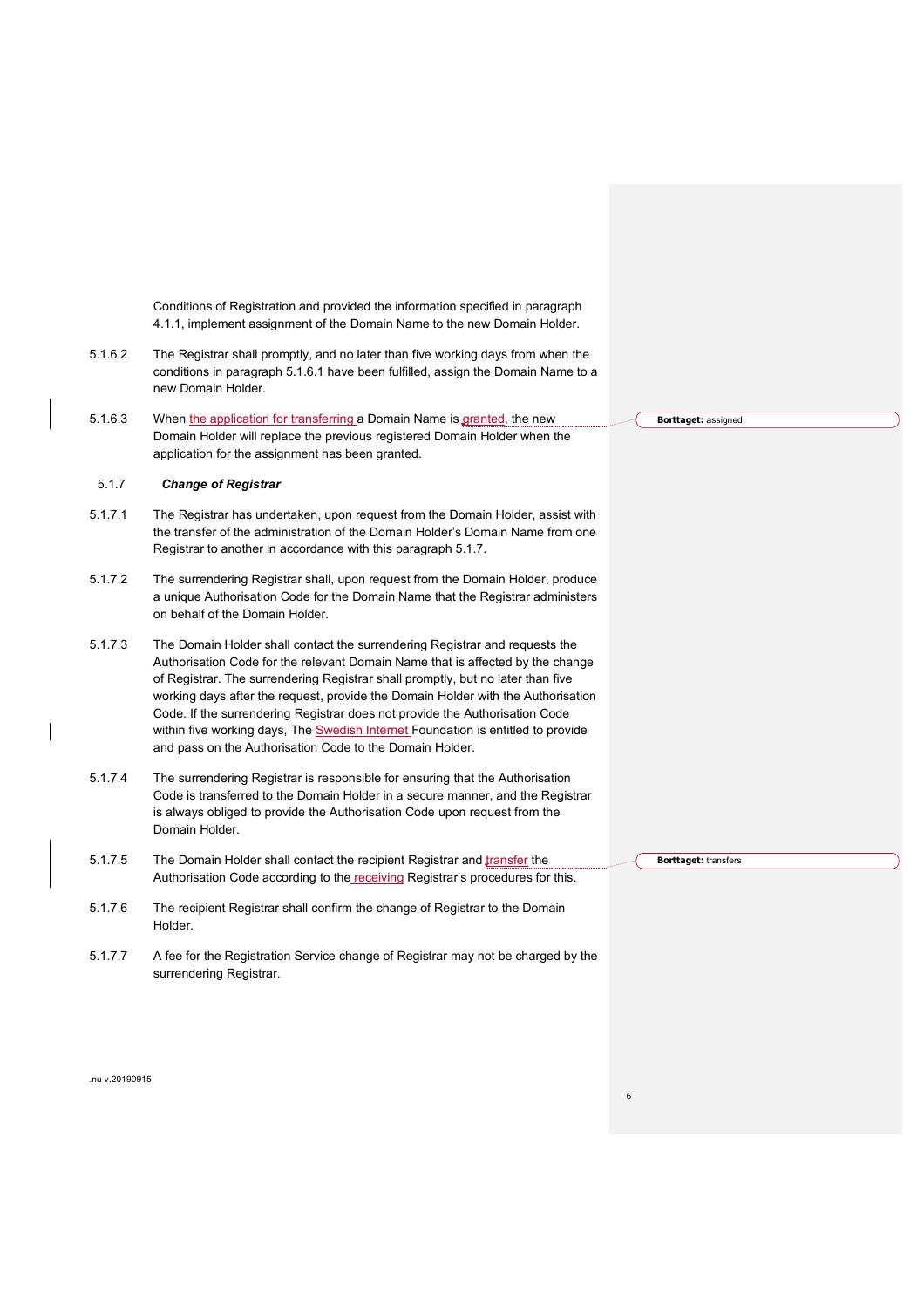Conditions of Registration and provided the information specified in paragraph 4.1.1, implement assignment of the Domain Name to the new Domain Holder.

5.1.6.2 The Registrar shall promptly, and no later than five working days from when the conditions in paragraph 5.1.6.1 have been fulfilled, assign the Domain Name to a new Domain Holder.

5.1.6.3 When the application for transferring a Domain Name is granted, the new Domain Holder will replace the previous registered Domain Holder when the application for the assignment has been granted.

**Borttaget:** assigned

### 5.1.7 *Change of Registrar*

5.1.7.1 The Registrar has undertaken, upon request from the Domain Holder, assist with the transfer of the administration of the Domain Holder's Domain Name from one Registrar to another in accordance with this paragraph 5.1.7.

5.1.7.2 The surrendering Registrar shall, upon request from the Domain Holder, produce a unique Authorisation Code for the Domain Name that the Registrar administers on behalf of the Domain Holder.

5.1.7.3 The Domain Holder shall contact the surrendering Registrar and requests the Authorisation Code for the relevant Domain Name that is affected by the change of Registrar. The surrendering Registrar shall promptly, but no later than five working days after the request, provide the Domain Holder with the Authorisation Code. If the surrendering Registrar does not provide the Authorisation Code within five working days, The Swedish Internet Foundation is entitled to provide and pass on the Authorisation Code to the Domain Holder.

5.1.7.4 The surrendering Registrar is responsible for ensuring that the Authorisation Code is transferred to the Domain Holder in a secure manner, and the Registrar is always obliged to provide the Authorisation Code upon request from the Domain Holder.

5.1.7.5 The Domain Holder shall contact the recipient Registrar and transfer the Authorisation Code according to the receiving Registrar's procedures for this.

**Borttaget:** transfers

5.1.7.6 The recipient Registrar shall confirm the change of Registrar to the Domain Holder.

5.1.7.7 A fee for the Registration Service change of Registrar may not be charged by the surrendering Registrar.

.nu v.20190915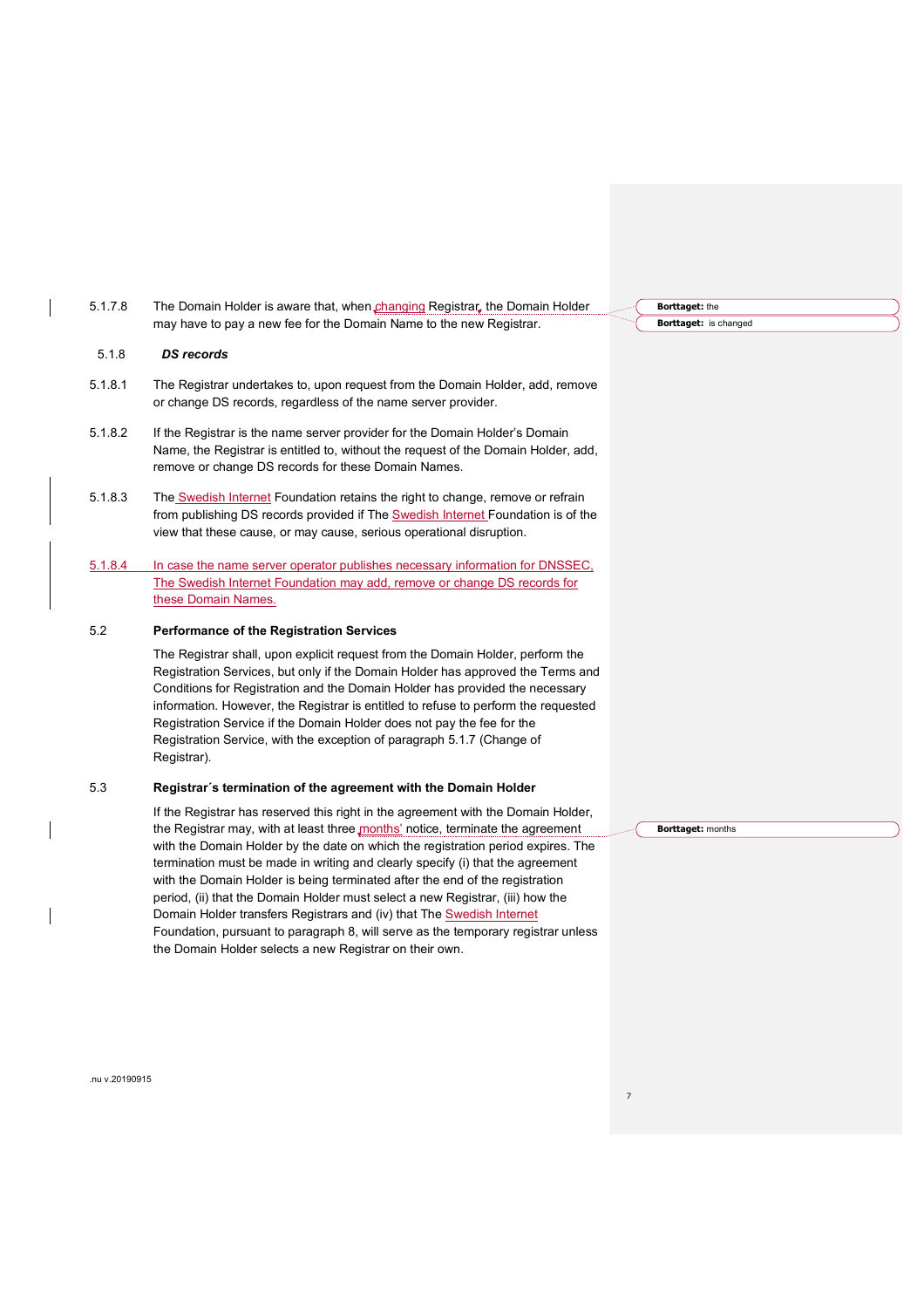5.1.7.8 The Domain Holder is aware that, when changing Registrar, the Domain Holder may have to pay a new fee for the Domain Name to the new Registrar.

Borttaget: the

Borttaget: is changed

5.1.8 ***DS records***

5.1.8.1 The Registrar undertakes to, upon request from the Domain Holder, add, remove or change DS records, regardless of the name server provider.

5.1.8.2 If the Registrar is the name server provider for the Domain Holder's Domain Name, the Registrar is entitled to, without the request of the Domain Holder, add, remove or change DS records for these Domain Names.

5.1.8.3 The Swedish Internet Foundation retains the right to change, remove or refrain from publishing DS records provided if The Swedish Internet Foundation is of the view that these cause, or may cause, serious operational disruption.

5.1.8.4 In case the name server operator publishes necessary information for DNSSEC, The Swedish Internet Foundation may add, remove or change DS records for these Domain Names.

5.2 **Performance of the Registration Services**

The Registrar shall, upon explicit request from the Domain Holder, perform the Registration Services, but only if the Domain Holder has approved the Terms and Conditions for Registration and the Domain Holder has provided the necessary information. However, the Registrar is entitled to refuse to perform the requested Registration Service if the Domain Holder does not pay the fee for the Registration Service, with the exception of paragraph 5.1.7 (Change of Registrar).

5.3 **Registrar´s termination of the agreement with the Domain Holder**

If the Registrar has reserved this right in the agreement with the Domain Holder, the Registrar may, with at least three months' notice, terminate the agreement with the Domain Holder by the date on which the registration period expires. The termination must be made in writing and clearly specify (i) that the agreement with the Domain Holder is being terminated after the end of the registration period, (ii) that the Domain Holder must select a new Registrar, (iii) how the Domain Holder transfers Registrars and (iv) that The Swedish Internet Foundation, pursuant to paragraph 8, will serve as the temporary registrar unless the Domain Holder selects a new Registrar on their own.

Borttaget: months

.nu v.20190915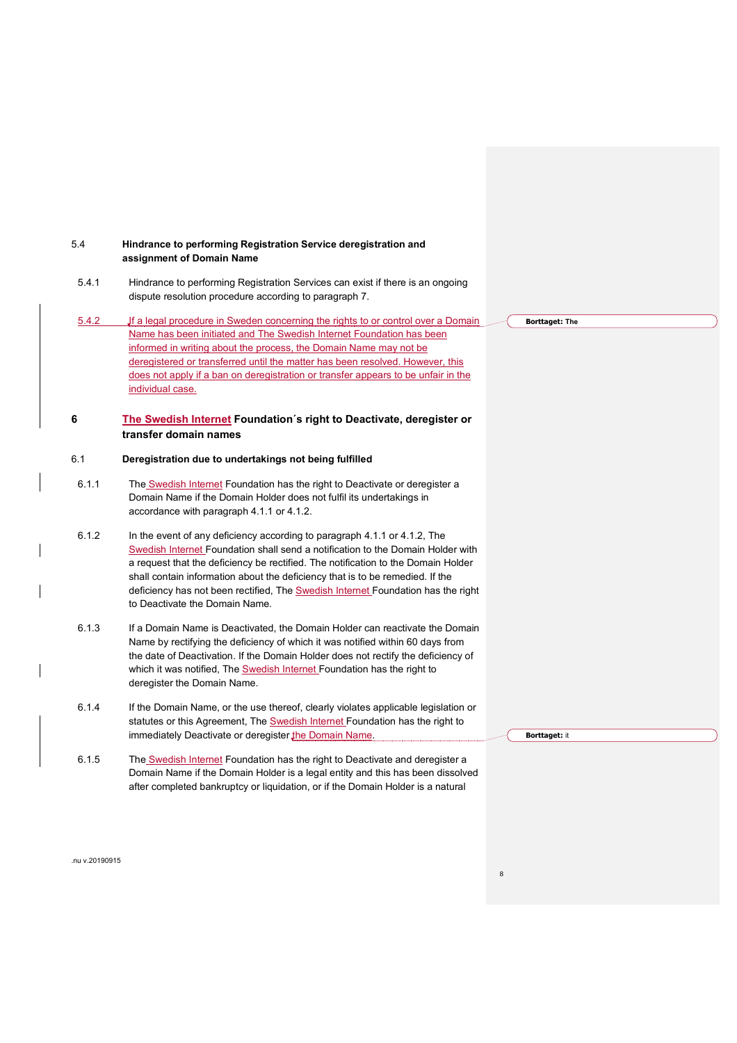### 5.4 Hindrance to performing Registration Service deregistration and assignment of Domain Name

5.4.1 Hindrance to performing Registration Services can exist if there is an ongoing dispute resolution procedure according to paragraph 7.

5.4.2 If a legal procedure in Sweden concerning the rights to or control over a Domain Name has been initiated and The Swedish Internet Foundation has been informed in writing about the process, the Domain Name may not be deregistered or transferred until the matter has been resolved. However, this does not apply if a ban on deregistration or transfer appears to be unfair in the individual case.

Borttaget: The

## 6 The Swedish Internet Foundation´s right to Deactivate, deregister or transfer domain names

### 6.1 Deregistration due to undertakings not being fulfilled

6.1.1 The Swedish Internet Foundation has the right to Deactivate or deregister a Domain Name if the Domain Holder does not fulfil its undertakings in accordance with paragraph 4.1.1 or 4.1.2.

6.1.2 In the event of any deficiency according to paragraph 4.1.1 or 4.1.2, The Swedish Internet Foundation shall send a notification to the Domain Holder with a request that the deficiency be rectified. The notification to the Domain Holder shall contain information about the deficiency that is to be remedied. If the deficiency has not been rectified, The Swedish Internet Foundation has the right to Deactivate the Domain Name.

6.1.3 If a Domain Name is Deactivated, the Domain Holder can reactivate the Domain Name by rectifying the deficiency of which it was notified within 60 days from the date of Deactivation. If the Domain Holder does not rectify the deficiency of which it was notified, The Swedish Internet Foundation has the right to deregister the Domain Name.

6.1.4 If the Domain Name, or the use thereof, clearly violates applicable legislation or statutes or this Agreement, The Swedish Internet Foundation has the right to immediately Deactivate or deregister the Domain Name.

Borttaget: it

6.1.5 The Swedish Internet Foundation has the right to Deactivate and deregister a Domain Name if the Domain Holder is a legal entity and this has been dissolved after completed bankruptcy or liquidation, or if the Domain Holder is a natural

.nu v.20190915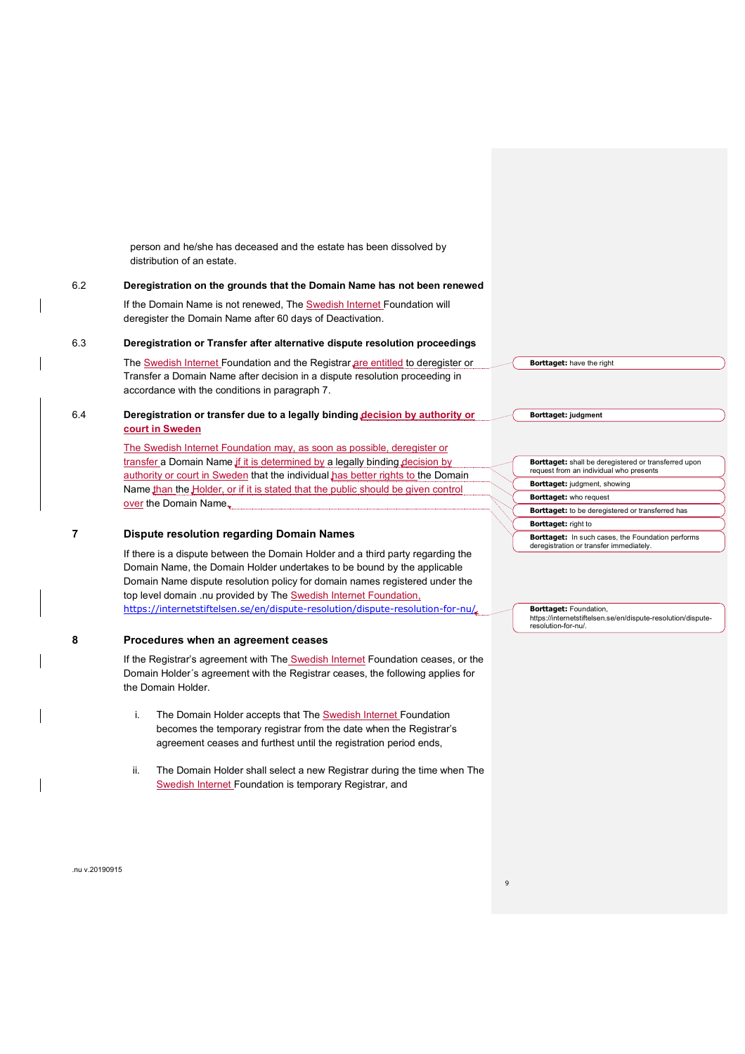person and he/she has deceased and the estate has been dissolved by distribution of an estate.

### 6.2 Deregistration on the grounds that the Domain Name has not been renewed

If the Domain Name is not renewed, The Swedish Internet Foundation will deregister the Domain Name after 60 days of Deactivation.

### 6.3 Deregistration or Transfer after alternative dispute resolution proceedings

The Swedish Internet Foundation and the Registrar are entitled to deregister or Transfer a Domain Name after decision in a dispute resolution proceeding in accordance with the conditions in paragraph 7.

### 6.4 Deregistration or transfer due to a legally binding decision by authority or court in Sweden

The Swedish Internet Foundation may, as soon as possible, deregister or transfer a Domain Name if it is determined by a legally binding decision by authority or court in Sweden that the individual has better rights to the Domain Name than the Holder, or if it is stated that the public should be given control over the Domain Name.

## 7 Dispute resolution regarding Domain Names

If there is a dispute between the Domain Holder and a third party regarding the Domain Name, the Domain Holder undertakes to be bound by the applicable Domain Name dispute resolution policy for domain names registered under the top level domain .nu provided by The Swedish Internet Foundation, https://internetstiftelsen.se/en/dispute-resolution/dispute-resolution-for-nu/.

## 8 Procedures when an agreement ceases

If the Registrar's agreement with The Swedish Internet Foundation ceases, or the Domain Holder´s agreement with the Registrar ceases, the following applies for the Domain Holder.

i. The Domain Holder accepts that The Swedish Internet Foundation becomes the temporary registrar from the date when the Registrar's agreement ceases and furthest until the registration period ends,

ii. The Domain Holder shall select a new Registrar during the time when The Swedish Internet Foundation is temporary Registrar, and

**Borttaget:** have the right

**Borttaget:** judgment

**Borttaget:** shall be deregistered or transferred upon request from an individual who presents

**Borttaget:** judgment, showing

**Borttaget:** who request

**Borttaget:** to be deregistered or transferred has

**Borttaget:** right to

**Borttaget:** In such cases, the Foundation performs deregistration or transfer immediately.

**Borttaget:** Foundation, https://internetstiftelsen.se/en/dispute-resolution/dispute-resolution-for-nu/.

.nu v.20190915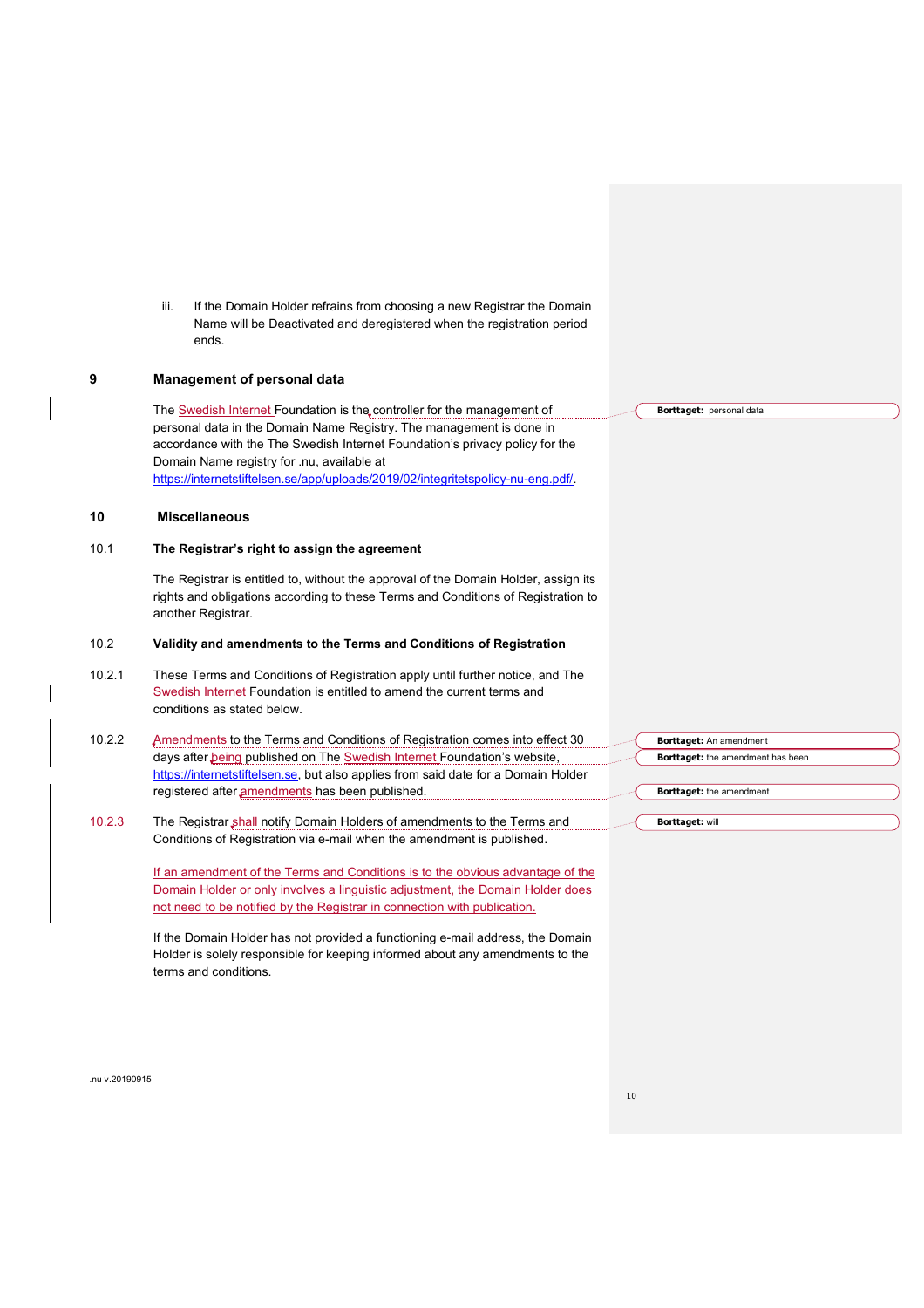iii. If the Domain Holder refrains from choosing a new Registrar the Domain Name will be Deactivated and deregistered when the registration period ends.

## 9 Management of personal data

The Swedish Internet Foundation is the controller for the management of personal data in the Domain Name Registry. The management is done in accordance with the The Swedish Internet Foundation's privacy policy for the Domain Name registry for .nu, available at https://internetstiftelsen.se/app/uploads/2019/02/integritetspolicy-nu-eng.pdf/.

## 10 Miscellaneous

### 10.1 The Registrar's right to assign the agreement

The Registrar is entitled to, without the approval of the Domain Holder, assign its rights and obligations according to these Terms and Conditions of Registration to another Registrar.

### 10.2 Validity and amendments to the Terms and Conditions of Registration

10.2.1 These Terms and Conditions of Registration apply until further notice, and The Swedish Internet Foundation is entitled to amend the current terms and conditions as stated below.

10.2.2 Amendments to the Terms and Conditions of Registration comes into effect 30 days after being published on The Swedish Internet Foundation's website, https://internetstiftelsen.se, but also applies from said date for a Domain Holder registered after amendments has been published.

10.2.3 The Registrar shall notify Domain Holders of amendments to the Terms and Conditions of Registration via e-mail when the amendment is published.

If an amendment of the Terms and Conditions is to the obvious advantage of the Domain Holder or only involves a linguistic adjustment, the Domain Holder does not need to be notified by the Registrar in connection with publication.

If the Domain Holder has not provided a functioning e-mail address, the Domain Holder is solely responsible for keeping informed about any amendments to the terms and conditions.

**Borttaget:** personal data

**Borttaget:** An amendment

**Borttaget:** the amendment has been

**Borttaget:** the amendment

**Borttaget:** will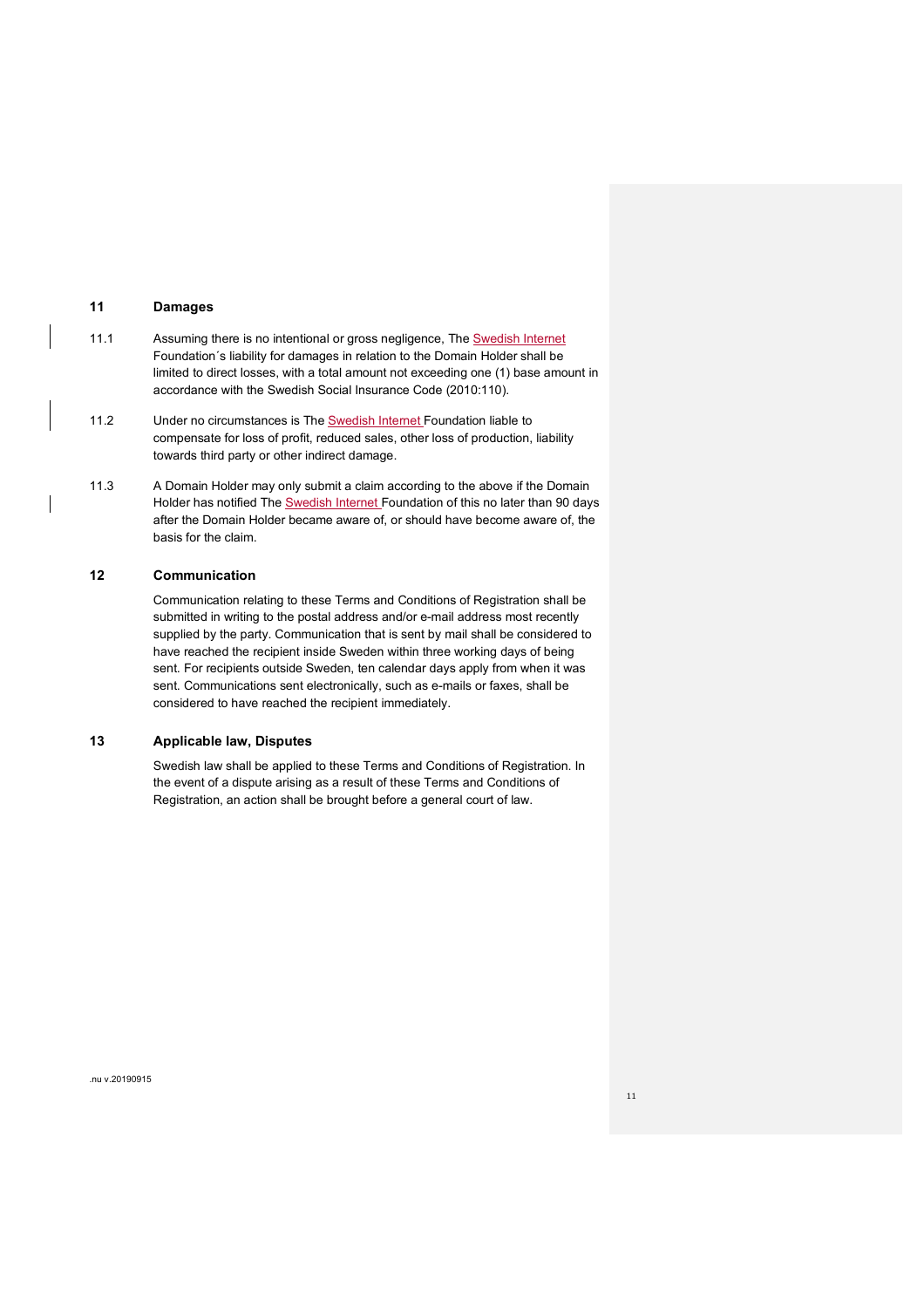## 11 Damages

11.1 Assuming there is no intentional or gross negligence, The Swedish Internet Foundation´s liability for damages in relation to the Domain Holder shall be limited to direct losses, with a total amount not exceeding one (1) base amount in accordance with the Swedish Social Insurance Code (2010:110).

11.2 Under no circumstances is The Swedish Internet Foundation liable to compensate for loss of profit, reduced sales, other loss of production, liability towards third party or other indirect damage.

11.3 A Domain Holder may only submit a claim according to the above if the Domain Holder has notified The Swedish Internet Foundation of this no later than 90 days after the Domain Holder became aware of, or should have become aware of, the basis for the claim.

## 12 Communication

Communication relating to these Terms and Conditions of Registration shall be submitted in writing to the postal address and/or e-mail address most recently supplied by the party. Communication that is sent by mail shall be considered to have reached the recipient inside Sweden within three working days of being sent. For recipients outside Sweden, ten calendar days apply from when it was sent. Communications sent electronically, such as e-mails or faxes, shall be considered to have reached the recipient immediately.

## 13 Applicable law, Disputes

Swedish law shall be applied to these Terms and Conditions of Registration. In the event of a dispute arising as a result of these Terms and Conditions of Registration, an action shall be brought before a general court of law.